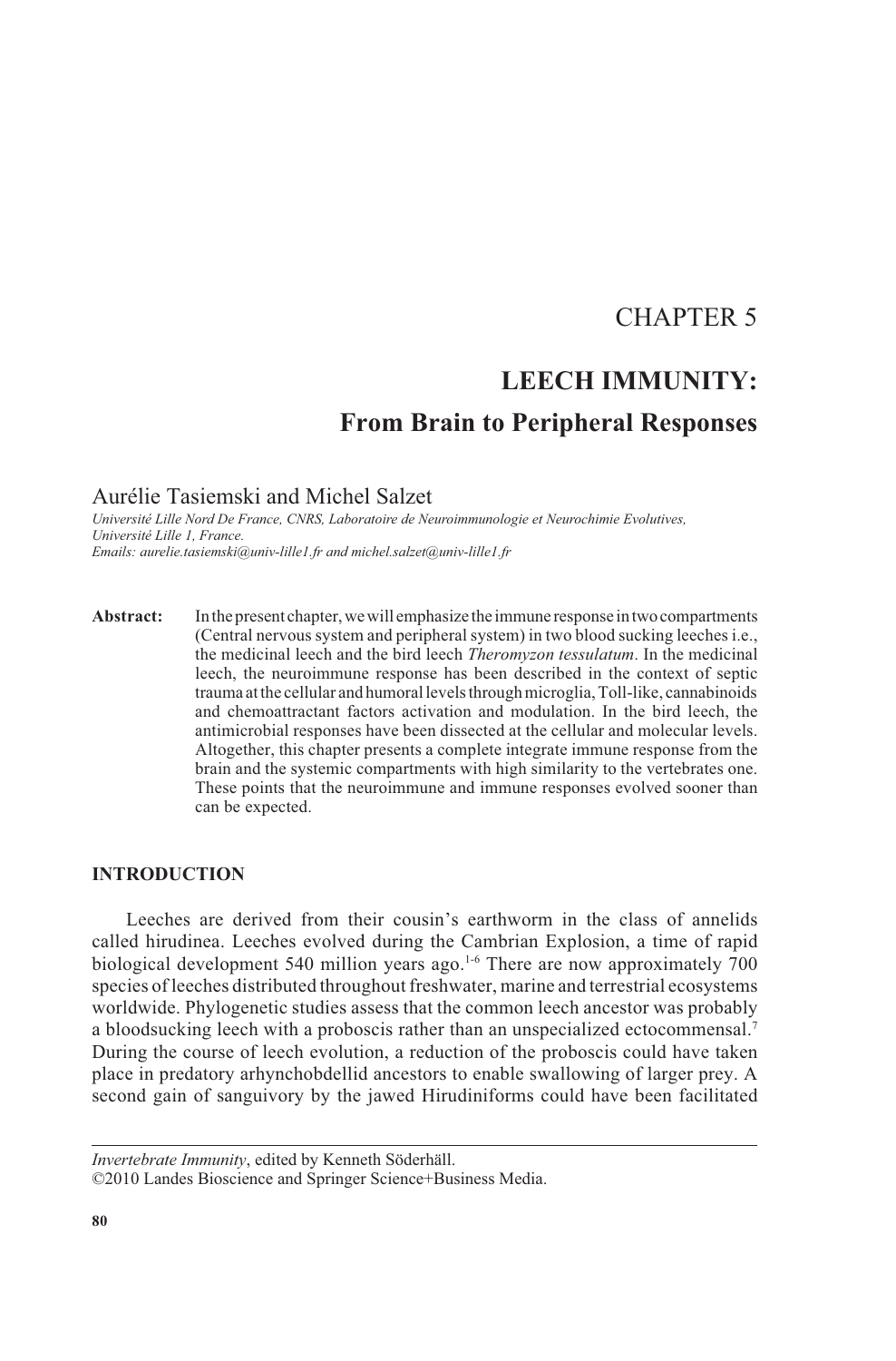# CHAPTER 5

# LEECH IMMUNITY:

## From Brain to Peripheral Responses

Aurélie Tasiemski and Michel Salzet

*Université Lille Nord De France, CNRS, Laboratoire de Neuroimmunologie et Neurochimie Evolutives, Université Lille 1, France.*
*Emails: aurelie.tasiemski@univ-lille1.fr and michel.salzet@univ-lille1.fr*

**Abstract:** In the present chapter, we will emphasize the immune response in two compartments (Central nervous system and peripheral system) in two blood sucking leeches i.e., the medicinal leech and the bird leech *Theromyzon tessulatum*. In the medicinal leech, the neuroimmune response has been described in the context of septic trauma at the cellular and humoral levels through microglia, Toll-like, cannabinoids and chemoattractant factors activation and modulation. In the bird leech, the antimicrobial responses have been dissected at the cellular and molecular levels. Altogether, this chapter presents a complete integrate immune response from the brain and the systemic compartments with high similarity to the vertebrates one. These points that the neuroimmune and immune responses evolved sooner than can be expected.

### INTRODUCTION

Leeches are derived from their cousin's earthworm in the class of annelids called hirudinea. Leeches evolved during the Cambrian Explosion, a time of rapid biological development 540 million years ago.[1-6] There are now approximately 700 species of leeches distributed throughout freshwater, marine and terrestrial ecosystems worldwide. Phylogenetic studies assess that the common leech ancestor was probably a bloodsucking leech with a proboscis rather than an unspecialized ectocommensal.[7] During the course of leech evolution, a reduction of the proboscis could have taken place in predatory arhynchobdellid ancestors to enable swallowing of larger prey. A second gain of sanguivory by the jawed Hirudiniforms could have been facilitated

*Invertebrate Immunity*, edited by Kenneth Söderhäll.
©2010 Landes Bioscience and Springer Science+Business Media.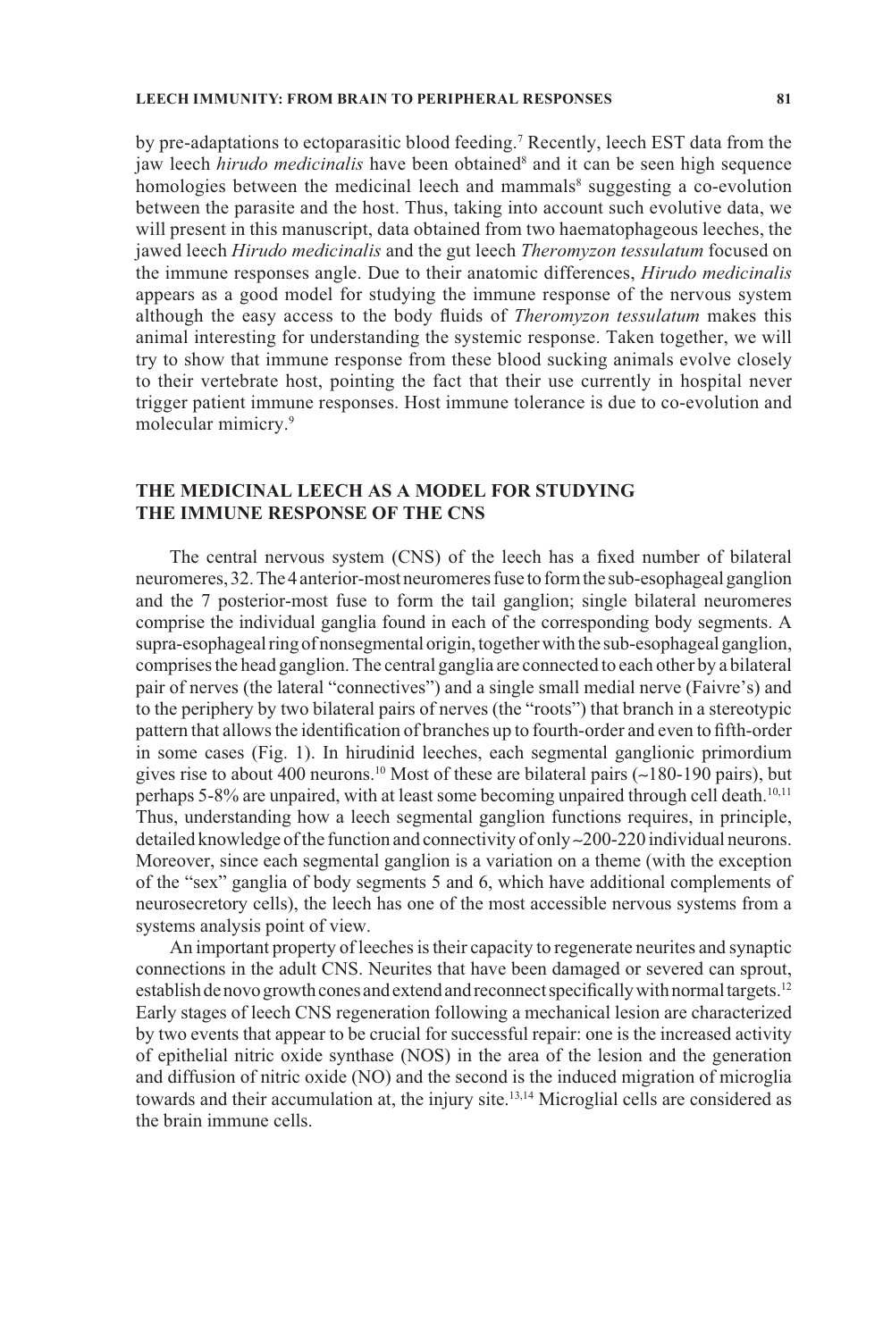by pre-adaptations to ectoparasitic blood feeding.[7] Recently, leech EST data from the jaw leech *hirudo medicinalis* have been obtained[8] and it can be seen high sequence homologies between the medicinal leech and mammals[8] suggesting a co-evolution between the parasite and the host. Thus, taking into account such evolutive data, we will present in this manuscript, data obtained from two haematophageous leeches, the jawed leech *Hirudo medicinalis* and the gut leech *Theromyzon tessulatum* focused on the immune responses angle. Due to their anatomic differences, *Hirudo medicinalis* appears as a good model for studying the immune response of the nervous system although the easy access to the body fluids of *Theromyzon tessulatum* makes this animal interesting for understanding the systemic response. Taken together, we will try to show that immune response from these blood sucking animals evolve closely to their vertebrate host, pointing the fact that their use currently in hospital never trigger patient immune responses. Host immune tolerance is due to co-evolution and molecular mimicry.[9]

## THE MEDICINAL LEECH AS A MODEL FOR STUDYING THE IMMUNE RESPONSE OF THE CNS

The central nervous system (CNS) of the leech has a fixed number of bilateral neuromeres, 32. The 4 anterior-most neuromeres fuse to form the sub-esophageal ganglion and the 7 posterior-most fuse to form the tail ganglion; single bilateral neuromeres comprise the individual ganglia found in each of the corresponding body segments. A supra-esophageal ring of nonsegmental origin, together with the sub-esophageal ganglion, comprises the head ganglion. The central ganglia are connected to each other by a bilateral pair of nerves (the lateral "connectives") and a single small medial nerve (Faivre's) and to the periphery by two bilateral pairs of nerves (the "roots") that branch in a stereotypic pattern that allows the identification of branches up to fourth-order and even to fifth-order in some cases (Fig. 1). In hirudinid leeches, each segmental ganglionic primordium gives rise to about 400 neurons.[10] Most of these are bilateral pairs (~180-190 pairs), but perhaps 5-8% are unpaired, with at least some becoming unpaired through cell death.[10,11] Thus, understanding how a leech segmental ganglion functions requires, in principle, detailed knowledge of the function and connectivity of only ~200-220 individual neurons. Moreover, since each segmental ganglion is a variation on a theme (with the exception of the "sex" ganglia of body segments 5 and 6, which have additional complements of neurosecretory cells), the leech has one of the most accessible nervous systems from a systems analysis point of view.

An important property of leeches is their capacity to regenerate neurites and synaptic connections in the adult CNS. Neurites that have been damaged or severed can sprout, establish de novo growth cones and extend and reconnect specifically with normal targets.[12] Early stages of leech CNS regeneration following a mechanical lesion are characterized by two events that appear to be crucial for successful repair: one is the increased activity of epithelial nitric oxide synthase (NOS) in the area of the lesion and the generation and diffusion of nitric oxide (NO) and the second is the induced migration of microglia towards and their accumulation at, the injury site.[13,14] Microglial cells are considered as the brain immune cells.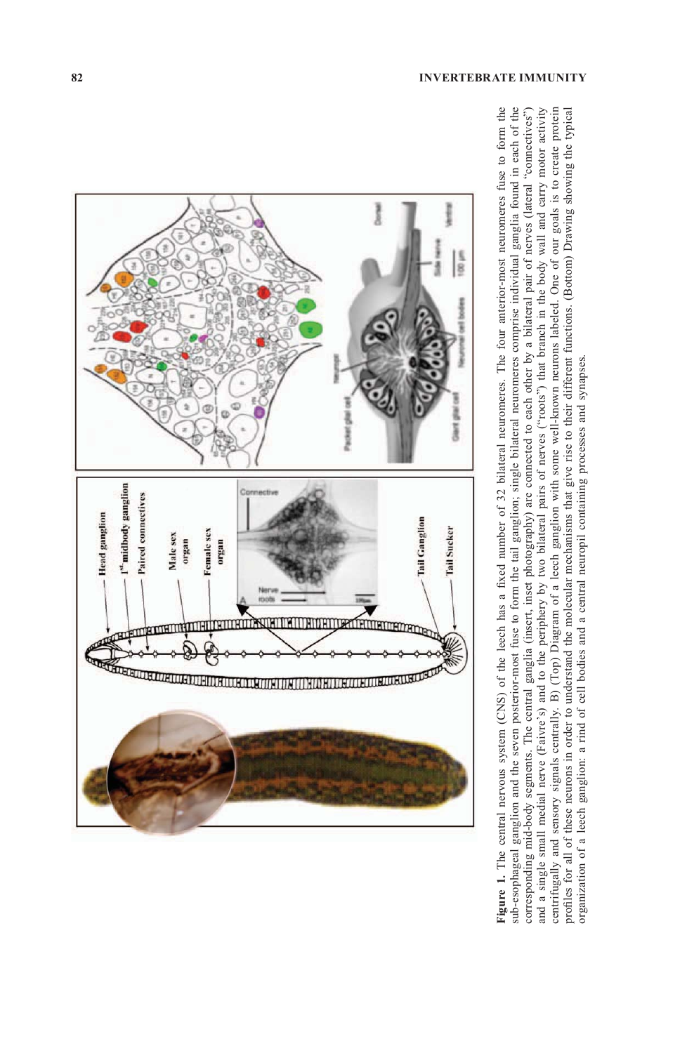**Figure 1.** The central nervous system (CNS) of the leech has a fixed number of 32 bilateral neuromeres. The four anterior-most neuromeres fuse to form the sub-esophageal ganglion and the seven posterior-most fuse to form the tail ganglion; single bilateral neuromeres comprise individual ganglia found in each of the corresponding mid-body segments. The central ganglia (insert, inset photography) are connected to each other by a bilateral pair of nerves (lateral "connectives") and a single small medial nerve (Faivre's) and to the periphery by two bilateral pairs of nerves ("roots") that branch in the body wall and carry motor activity centrifugally and sensory signals centrally. B) (Top) Diagram of a leech ganglion with some well-known neurons labeled. One of our goals is to create protein profiles for all of these neurons in order to understand the molecular mechanisms that give rise to their different functions. (Bottom) Drawing showing the typical organization of a leech ganglion: a rind of cell bodies and a central neuropil containing processes and synapses.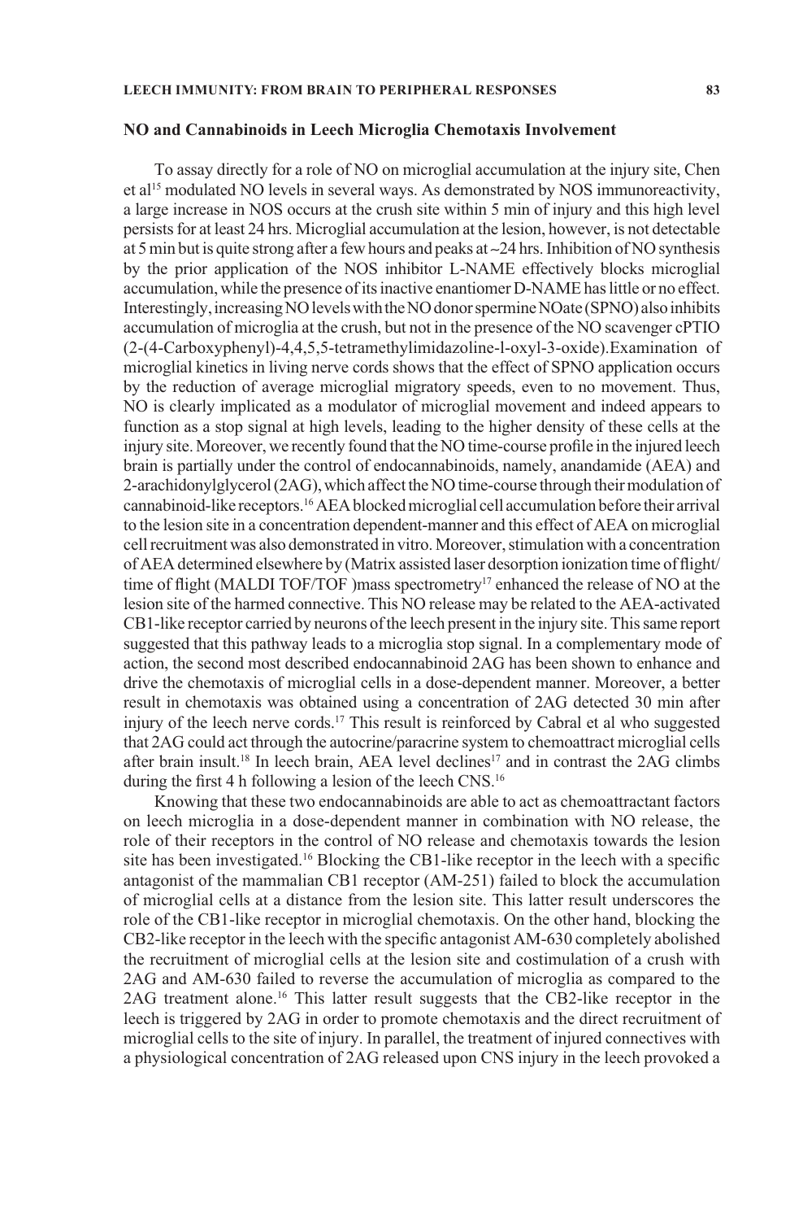## NO and Cannabinoids in Leech Microglia Chemotaxis Involvement

To assay directly for a role of NO on microglial accumulation at the injury site, Chen et al[15] modulated NO levels in several ways. As demonstrated by NOS immunoreactivity, a large increase in NOS occurs at the crush site within 5 min of injury and this high level persists for at least 24 hrs. Microglial accumulation at the lesion, however, is not detectable at 5 min but is quite strong after a few hours and peaks at ~24 hrs. Inhibition of NO synthesis by the prior application of the NOS inhibitor L-NAME effectively blocks microglial accumulation, while the presence of its inactive enantiomer D-NAME has little or no effect. Interestingly, increasing NO levels with the NO donor spermine NOate (SPNO) also inhibits accumulation of microglia at the crush, but not in the presence of the NO scavenger cPTIO (2-(4-Carboxyphenyl)-4,4,5,5-tetramethylimidazoline-l-oxyl-3-oxide).Examination of microglial kinetics in living nerve cords shows that the effect of SPNO application occurs by the reduction of average microglial migratory speeds, even to no movement. Thus, NO is clearly implicated as a modulator of microglial movement and indeed appears to function as a stop signal at high levels, leading to the higher density of these cells at the injury site. Moreover, we recently found that the NO time-course profile in the injured leech brain is partially under the control of endocannabinoids, namely, anandamide (AEA) and 2-arachidonylglycerol (2AG), which affect the NO time-course through their modulation of cannabinoid-like receptors.[16] AEA blocked microglial cell accumulation before their arrival to the lesion site in a concentration dependent-manner and this effect of AEA on microglial cell recruitment was also demonstrated in vitro. Moreover, stimulation with a concentration of AEA determined elsewhere by (Matrix assisted laser desorption ionization time of flight/time of flight (MALDI TOF/TOF )mass spectrometry[17] enhanced the release of NO at the lesion site of the harmed connective. This NO release may be related to the AEA-activated CB1-like receptor carried by neurons of the leech present in the injury site. This same report suggested that this pathway leads to a microglia stop signal. In a complementary mode of action, the second most described endocannabinoid 2AG has been shown to enhance and drive the chemotaxis of microglial cells in a dose-dependent manner. Moreover, a better result in chemotaxis was obtained using a concentration of 2AG detected 30 min after injury of the leech nerve cords.[17] This result is reinforced by Cabral et al who suggested that 2AG could act through the autocrine/paracrine system to chemoattract microglial cells after brain insult.[18] In leech brain, AEA level declines[17] and in contrast the 2AG climbs during the first 4 h following a lesion of the leech CNS.[16]

Knowing that these two endocannabinoids are able to act as chemoattractant factors on leech microglia in a dose-dependent manner in combination with NO release, the role of their receptors in the control of NO release and chemotaxis towards the lesion site has been investigated.[16] Blocking the CB1-like receptor in the leech with a specific antagonist of the mammalian CB1 receptor (AM-251) failed to block the accumulation of microglial cells at a distance from the lesion site. This latter result underscores the role of the CB1-like receptor in microglial chemotaxis. On the other hand, blocking the CB2-like receptor in the leech with the specific antagonist AM-630 completely abolished the recruitment of microglial cells at the lesion site and costimulation of a crush with 2AG and AM-630 failed to reverse the accumulation of microglia as compared to the 2AG treatment alone.[16] This latter result suggests that the CB2-like receptor in the leech is triggered by 2AG in order to promote chemotaxis and the direct recruitment of microglial cells to the site of injury. In parallel, the treatment of injured connectives with a physiological concentration of 2AG released upon CNS injury in the leech provoked a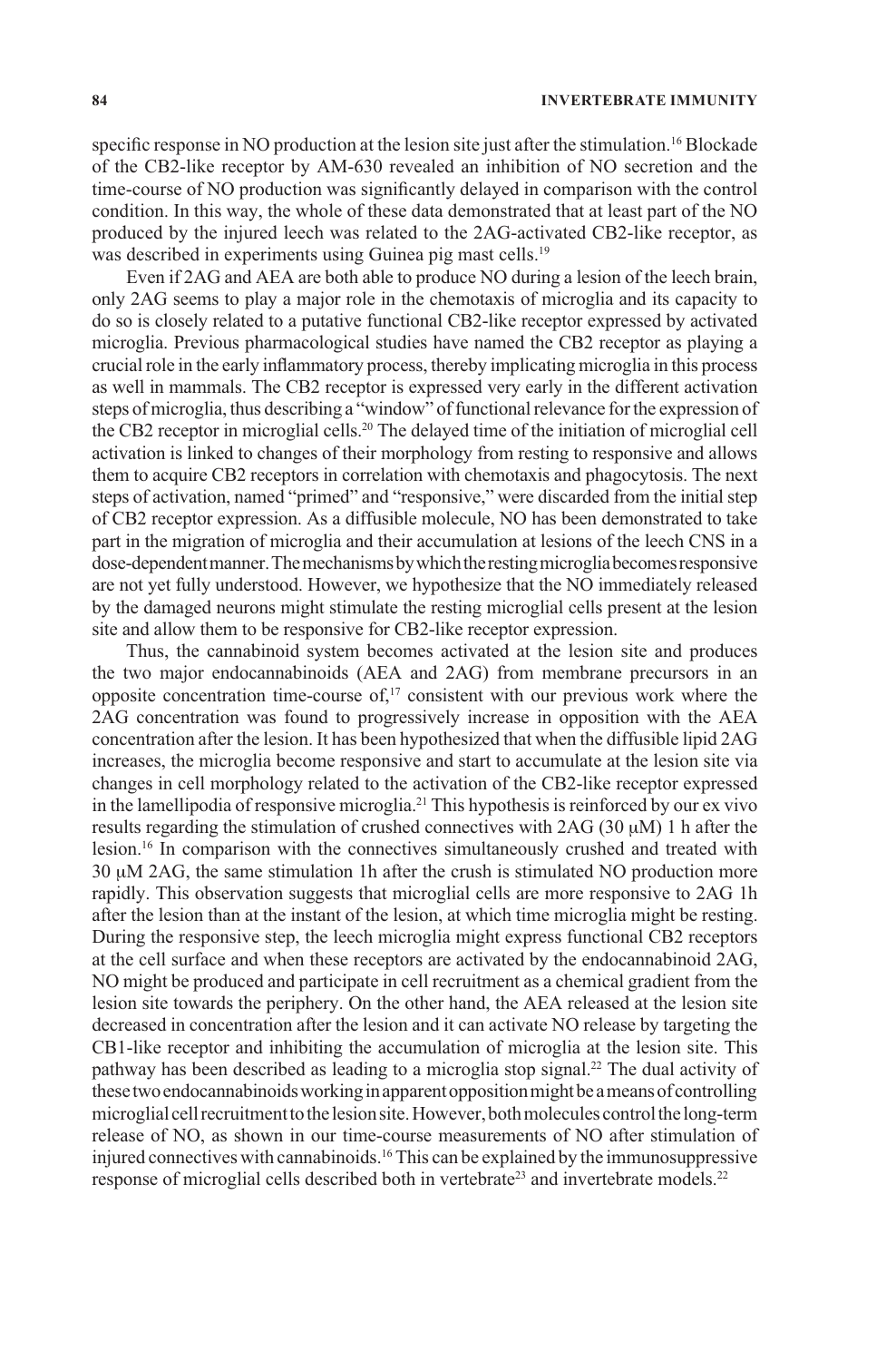specific response in NO production at the lesion site just after the stimulation.[16] Blockade of the CB2-like receptor by AM-630 revealed an inhibition of NO secretion and the time-course of NO production was significantly delayed in comparison with the control condition. In this way, the whole of these data demonstrated that at least part of the NO produced by the injured leech was related to the 2AG-activated CB2-like receptor, as was described in experiments using Guinea pig mast cells.[19]

Even if 2AG and AEA are both able to produce NO during a lesion of the leech brain, only 2AG seems to play a major role in the chemotaxis of microglia and its capacity to do so is closely related to a putative functional CB2-like receptor expressed by activated microglia. Previous pharmacological studies have named the CB2 receptor as playing a crucial role in the early inflammatory process, thereby implicating microglia in this process as well in mammals. The CB2 receptor is expressed very early in the different activation steps of microglia, thus describing a "window" of functional relevance for the expression of the CB2 receptor in microglial cells.[20] The delayed time of the initiation of microglial cell activation is linked to changes of their morphology from resting to responsive and allows them to acquire CB2 receptors in correlation with chemotaxis and phagocytosis. The next steps of activation, named "primed" and "responsive," were discarded from the initial step of CB2 receptor expression. As a diffusible molecule, NO has been demonstrated to take part in the migration of microglia and their accumulation at lesions of the leech CNS in a dose-dependent manner. The mechanisms by which the resting microglia becomes responsive are not yet fully understood. However, we hypothesize that the NO immediately released by the damaged neurons might stimulate the resting microglial cells present at the lesion site and allow them to be responsive for CB2-like receptor expression.

Thus, the cannabinoid system becomes activated at the lesion site and produces the two major endocannabinoids (AEA and 2AG) from membrane precursors in an opposite concentration time-course of,[17] consistent with our previous work where the 2AG concentration was found to progressively increase in opposition with the AEA concentration after the lesion. It has been hypothesized that when the diffusible lipid 2AG increases, the microglia become responsive and start to accumulate at the lesion site via changes in cell morphology related to the activation of the CB2-like receptor expressed in the lamellipodia of responsive microglia.[21] This hypothesis is reinforced by our ex vivo results regarding the stimulation of crushed connectives with 2AG (30 μM) 1 h after the lesion.[16] In comparison with the connectives simultaneously crushed and treated with 30 μM 2AG, the same stimulation 1h after the crush is stimulated NO production more rapidly. This observation suggests that microglial cells are more responsive to 2AG 1h after the lesion than at the instant of the lesion, at which time microglia might be resting. During the responsive step, the leech microglia might express functional CB2 receptors at the cell surface and when these receptors are activated by the endocannabinoid 2AG, NO might be produced and participate in cell recruitment as a chemical gradient from the lesion site towards the periphery. On the other hand, the AEA released at the lesion site decreased in concentration after the lesion and it can activate NO release by targeting the CB1-like receptor and inhibiting the accumulation of microglia at the lesion site. This pathway has been described as leading to a microglia stop signal.[22] The dual activity of these two endocannabinoids working in apparent opposition might be a means of controlling microglial cell recruitment to the lesion site. However, both molecules control the long-term release of NO, as shown in our time-course measurements of NO after stimulation of injured connectives with cannabinoids.[16] This can be explained by the immunosuppressive response of microglial cells described both in vertebrate[23] and invertebrate models.[22]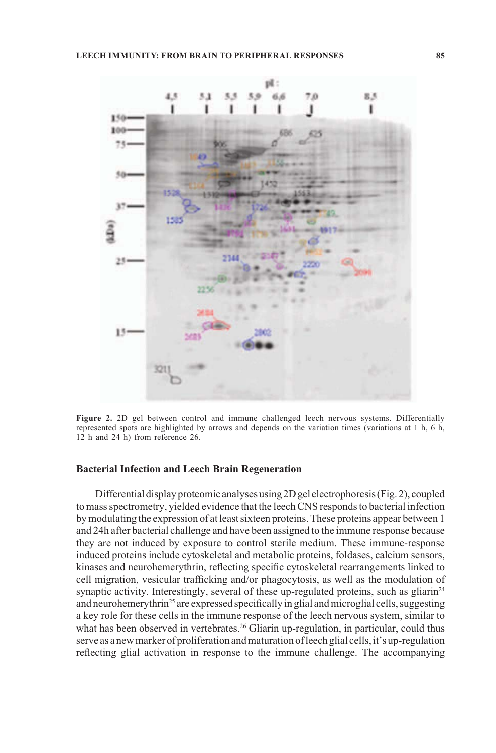**Figure 2.** 2D gel between control and immune challenged leech nervous systems. Differentially represented spots are highlighted by arrows and depends on the variation times (variations at 1 h, 6 h, 12 h and 24 h) from reference 26.

### Bacterial Infection and Leech Brain Regeneration

Differential display proteomic analyses using 2D gel electrophoresis (Fig. 2), coupled to mass spectrometry, yielded evidence that the leech CNS responds to bacterial infection by modulating the expression of at least sixteen proteins. These proteins appear between 1 and 24h after bacterial challenge and have been assigned to the immune response because they are not induced by exposure to control sterile medium. These immune-response induced proteins include cytoskeletal and metabolic proteins, foldases, calcium sensors, kinases and neurohemerythrin, reflecting specific cytoskeletal rearrangements linked to cell migration, vesicular trafficking and/or phagocytosis, as well as the modulation of synaptic activity. Interestingly, several of these up-regulated proteins, such as gliarin[24] and neurohemerythrin[25] are expressed specifically in glial and microglial cells, suggesting a key role for these cells in the immune response of the leech nervous system, similar to what has been observed in vertebrates.[26] Gliarin up-regulation, in particular, could thus serve as a new marker of proliferation and maturation of leech glial cells, it's up-regulation reflecting glial activation in response to the immune challenge. The accompanying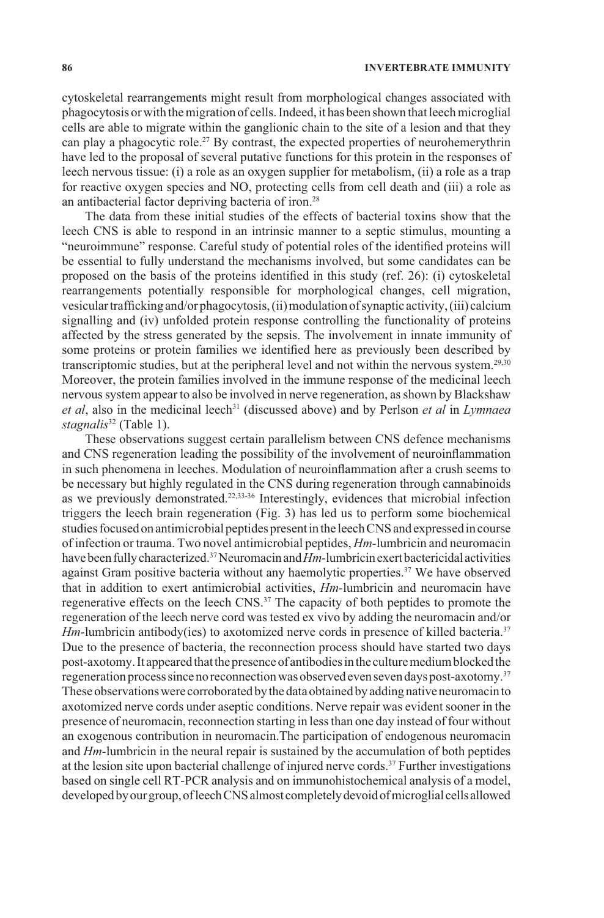cytoskeletal rearrangements might result from morphological changes associated with phagocytosis or with the migration of cells. Indeed, it has been shown that leech microglial cells are able to migrate within the ganglionic chain to the site of a lesion and that they can play a phagocytic role.[27] By contrast, the expected properties of neurohemerythrin have led to the proposal of several putative functions for this protein in the responses of leech nervous tissue: (i) a role as an oxygen supplier for metabolism, (ii) a role as a trap for reactive oxygen species and NO, protecting cells from cell death and (iii) a role as an antibacterial factor depriving bacteria of iron.[28]

The data from these initial studies of the effects of bacterial toxins show that the leech CNS is able to respond in an intrinsic manner to a septic stimulus, mounting a "neuroimmune" response. Careful study of potential roles of the identified proteins will be essential to fully understand the mechanisms involved, but some candidates can be proposed on the basis of the proteins identified in this study (ref. 26): (i) cytoskeletal rearrangements potentially responsible for morphological changes, cell migration, vesicular trafficking and/or phagocytosis, (ii) modulation of synaptic activity, (iii) calcium signalling and (iv) unfolded protein response controlling the functionality of proteins affected by the stress generated by the sepsis. The involvement in innate immunity of some proteins or protein families we identified here as previously been described by transcriptomic studies, but at the peripheral level and not within the nervous system.[29,30] Moreover, the protein families involved in the immune response of the medicinal leech nervous system appear to also be involved in nerve regeneration, as shown by Blackshaw *et al*, also in the medicinal leech[31] (discussed above) and by Perlson *et al* in *Lymnaea stagnalis*[32] (Table 1).

These observations suggest certain parallelism between CNS defence mechanisms and CNS regeneration leading the possibility of the involvement of neuroinflammation in such phenomena in leeches. Modulation of neuroinflammation after a crush seems to be necessary but highly regulated in the CNS during regeneration through cannabinoids as we previously demonstrated.[22,33-36] Interestingly, evidences that microbial infection triggers the leech brain regeneration (Fig. 3) has led us to perform some biochemical studies focused on antimicrobial peptides present in the leech CNS and expressed in course of infection or trauma. Two novel antimicrobial peptides, *Hm*-lumbricin and neuromacin have been fully characterized.[37] Neuromacin and *Hm*-lumbricin exert bactericidal activities against Gram positive bacteria without any haemolytic properties.[37] We have observed that in addition to exert antimicrobial activities, *Hm*-lumbricin and neuromacin have regenerative effects on the leech CNS.[37] The capacity of both peptides to promote the regeneration of the leech nerve cord was tested ex vivo by adding the neuromacin and/or *Hm*-lumbricin antibody(ies) to axotomized nerve cords in presence of killed bacteria.[37] Due to the presence of bacteria, the reconnection process should have started two days post-axotomy. It appeared that the presence of antibodies in the culture medium blocked the regeneration process since no reconnection was observed even seven days post-axotomy.[37] These observations were corroborated by the data obtained by adding native neuromacin to axotomized nerve cords under aseptic conditions. Nerve repair was evident sooner in the presence of neuromacin, reconnection starting in less than one day instead of four without an exogenous contribution in neuromacin.The participation of endogenous neuromacin and *Hm*-lumbricin in the neural repair is sustained by the accumulation of both peptides at the lesion site upon bacterial challenge of injured nerve cords.[37] Further investigations based on single cell RT-PCR analysis and on immunohistochemical analysis of a model, developed by our group, of leech CNS almost completely devoid of microglial cells allowed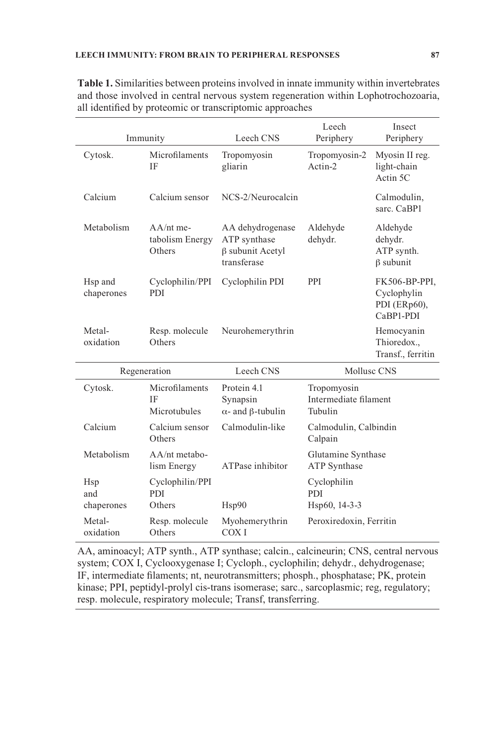**Table 1.** Similarities between proteins involved in innate immunity within invertebrates and those involved in central nervous system regeneration within Lophotrochozoaria, all identified by proteomic or transcriptomic approaches

| Immunity | | Leech CNS | Leech Periphery | Insect Periphery |
|---|---|---|---|---|
| Cytosk. | Microfilaments IF | Tropomyosin gliarin | Tropomyosin-2 Actin-2 | Myosin II reg. light-chain Actin 5C |
| Calcium | Calcium sensor | NCS-2/Neurocalcin | | Calmodulin, sarc. CaBP1 |
| Metabolism | AA/nt metabolism Energy Others | AA dehydrogenase ATP synthase β subunit Acetyl transferase | Aldehyde dehydr. | Aldehyde dehydr. ATP synth. β subunit |
| Hsp and chaperones | Cyclophilin/PPI PDI | Cyclophilin PDI | PPI | FK506-BP-PPI, Cyclophylin PDI (ERp60), CaBP1-PDI |
| Metal-oxidation | Resp. molecule Others | Neurohemerythrin | | Hemocyanin Thioredox., Transf., ferritin |
| **Regeneration** | | **Leech CNS** | **Mollusc CNS** | |
| Cytosk. | Microfilaments IF Microtubules | Protein 4.1 Synapsin α- and β-tubulin | Tropomyosin Intermediate filament Tubulin | |
| Calcium | Calcium sensor Others | Calmodulin-like | Calmodulin, Calbindin Calpain | |
| Metabolism | AA/nt metabolism Energy | ATPase inhibitor | Glutamine Synthase ATP Synthase | |
| Hsp and chaperones | Cyclophilin/PPI PDI Others | Hsp90 | Cyclophilin PDI Hsp60, 14-3-3 | |
| Metal-oxidation | Resp. molecule Others | Myohemerythrin COX I | Peroxiredoxin, Ferritin | |

AA, aminoacyl; ATP synth., ATP synthase; calcin., calcineurin; CNS, central nervous system; COX I, Cyclooxygenase I; Cycloph., cyclophilin; dehydr., dehydrogenase; IF, intermediate filaments; nt, neurotransmitters; phosph., phosphatase; PK, protein kinase; PPI, peptidyl-prolyl cis-trans isomerase; sarc., sarcoplasmic; reg, regulatory; resp. molecule, respiratory molecule; Transf, transferring.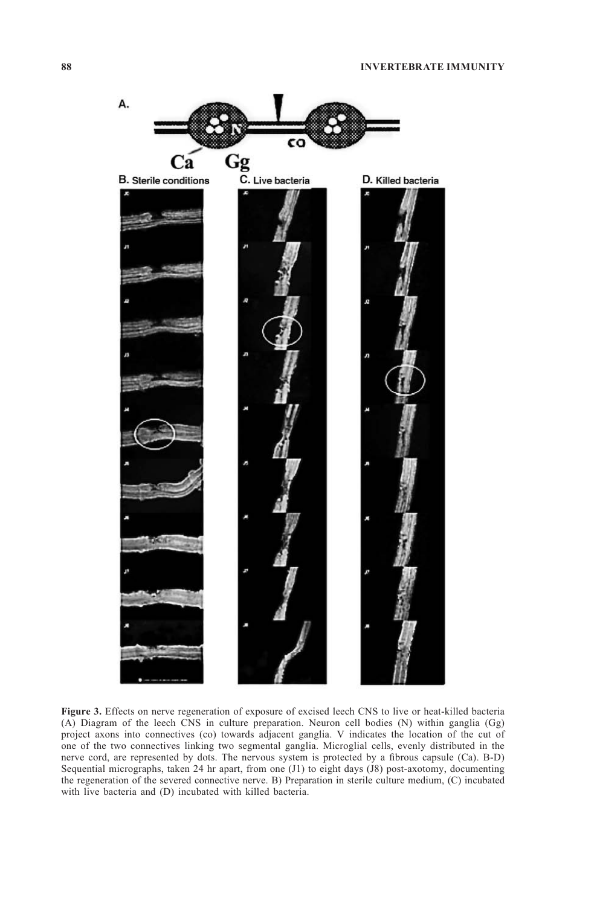**Figure 3.** Effects on nerve regeneration of exposure of excised leech CNS to live or heat-killed bacteria (A) Diagram of the leech CNS in culture preparation. Neuron cell bodies (N) within ganglia (Gg) project axons into connectives (co) towards adjacent ganglia. V indicates the location of the cut of one of the two connectives linking two segmental ganglia. Microglial cells, evenly distributed in the nerve cord, are represented by dots. The nervous system is protected by a fibrous capsule (Ca). B-D) Sequential micrographs, taken 24 hr apart, from one (J1) to eight days (J8) post-axotomy, documenting the regeneration of the severed connective nerve. B) Preparation in sterile culture medium, (C) incubated with live bacteria and (D) incubated with killed bacteria.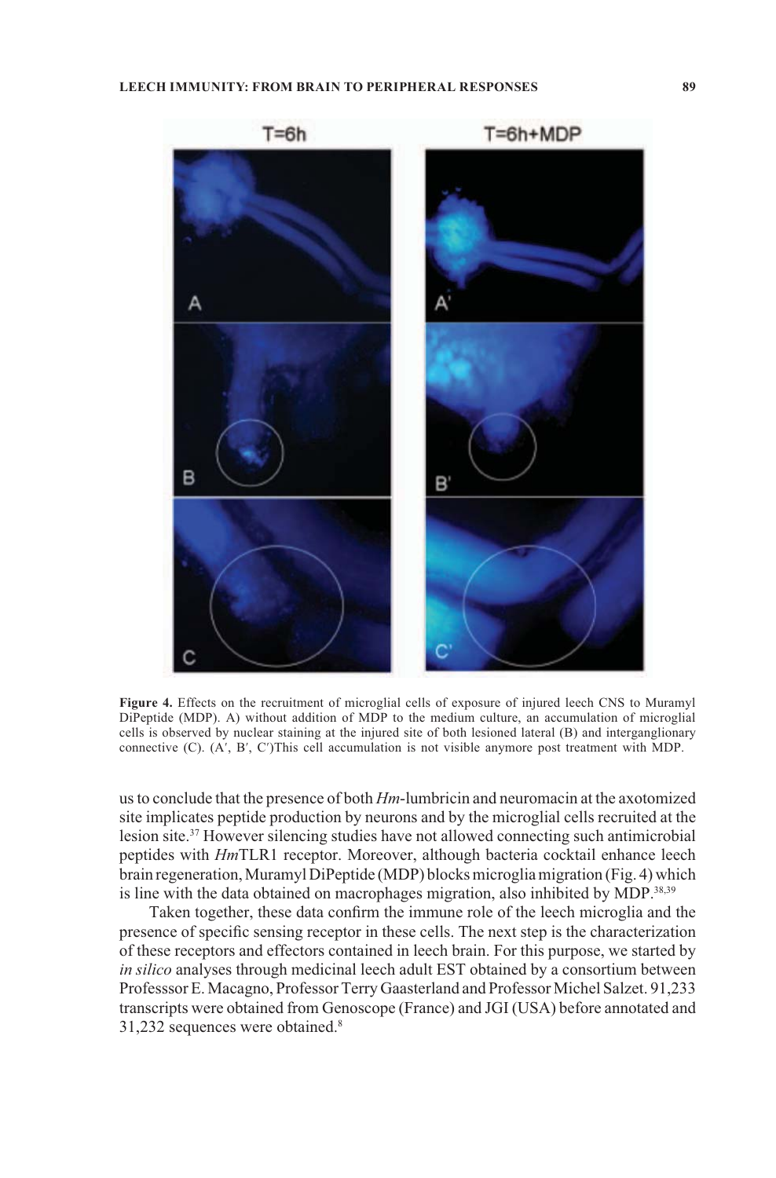**Figure 4.** Effects on the recruitment of microglial cells of exposure of injured leech CNS to Muramyl DiPeptide (MDP). A) without addition of MDP to the medium culture, an accumulation of microglial cells is observed by nuclear staining at the injured site of both lesioned lateral (B) and interganglionary connective (C). (A′, B′, C′)This cell accumulation is not visible anymore post treatment with MDP.

us to conclude that the presence of both *Hm*-lumbricin and neuromacin at the axotomized site implicates peptide production by neurons and by the microglial cells recruited at the lesion site.[37] However silencing studies have not allowed connecting such antimicrobial peptides with *Hm*TLR1 receptor. Moreover, although bacteria cocktail enhance leech brain regeneration, Muramyl DiPeptide (MDP) blocks microglia migration (Fig. 4) which is line with the data obtained on macrophages migration, also inhibited by MDP.[38,39]

Taken together, these data confirm the immune role of the leech microglia and the presence of specific sensing receptor in these cells. The next step is the characterization of these receptors and effectors contained in leech brain. For this purpose, we started by *in silico* analyses through medicinal leech adult EST obtained by a consortium between Professsor E. Macagno, Professor Terry Gaasterland and Professor Michel Salzet. 91,233 transcripts were obtained from Genoscope (France) and JGI (USA) before annotated and 31,232 sequences were obtained.[8]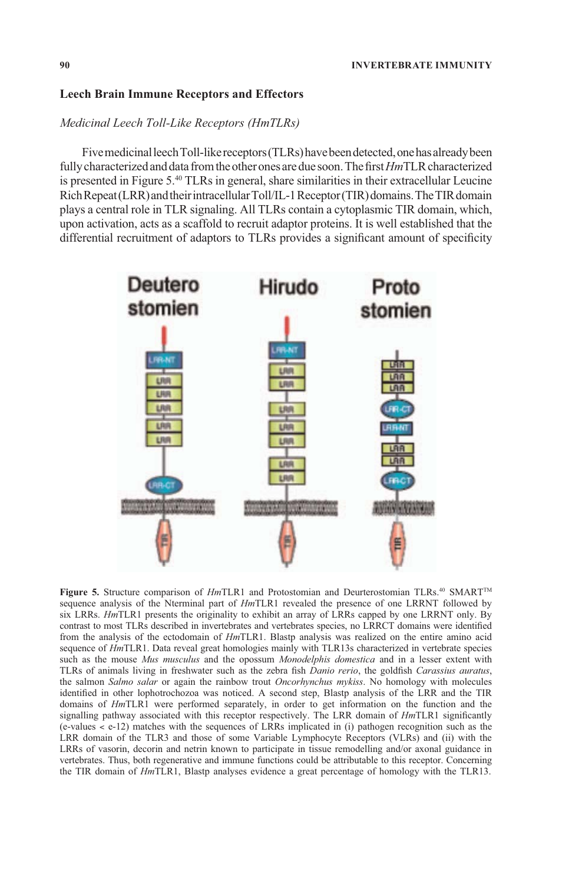## Leech Brain Immune Receptors and Effectors

### *Medicinal Leech Toll-Like Receptors (HmTLRs)*

Five medicinal leech Toll-like receptors (TLRs) have been detected, one has already been fully characterized and data from the other ones are due soon. The first *Hm*TLR characterized is presented in Figure 5.[40] TLRs in general, share similarities in their extracellular Leucine Rich Repeat (LRR) and their intracellular Toll/IL-1 Receptor (TIR) domains. The TIR domain plays a central role in TLR signaling. All TLRs contain a cytoplasmic TIR domain, which, upon activation, acts as a scaffold to recruit adaptor proteins. It is well established that the differential recruitment of adaptors to TLRs provides a significant amount of specificity

**Figure 5.** Structure comparison of *Hm*TLR1 and Protostomian and Deurterostomian TLRs.[40] SMART™ sequence analysis of the Nterminal part of *Hm*TLR1 revealed the presence of one LRRNT followed by six LRRs. *Hm*TLR1 presents the originality to exhibit an array of LRRs capped by one LRRNT only. By contrast to most TLRs described in invertebrates and vertebrates species, no LRRCT domains were identified from the analysis of the ectodomain of *Hm*TLR1. Blastp analysis was realized on the entire amino acid sequence of *Hm*TLR1. Data reveal great homologies mainly with TLR13s characterized in vertebrate species such as the mouse *Mus musculus* and the opossum *Monodelphis domestica* and in a lesser extent with TLRs of animals living in freshwater such as the zebra fish *Danio rerio*, the goldfish *Carassius auratus*, the salmon *Salmo salar* or again the rainbow trout *Oncorhynchus mykiss*. No homology with molecules identified in other lophotrochozoa was noticed. A second step, Blastp analysis of the LRR and the TIR domains of *Hm*TLR1 were performed separately, in order to get information on the function and the signalling pathway associated with this receptor respectively. The LRR domain of *Hm*TLR1 significantly (e-values < e-12) matches with the sequences of LRRs implicated in (i) pathogen recognition such as the LRR domain of the TLR3 and those of some Variable Lymphocyte Receptors (VLRs) and (ii) with the LRRs of vasorin, decorin and netrin known to participate in tissue remodelling and/or axonal guidance in vertebrates. Thus, both regenerative and immune functions could be attributable to this receptor. Concerning the TIR domain of *Hm*TLR1, Blastp analyses evidence a great percentage of homology with the TLR13.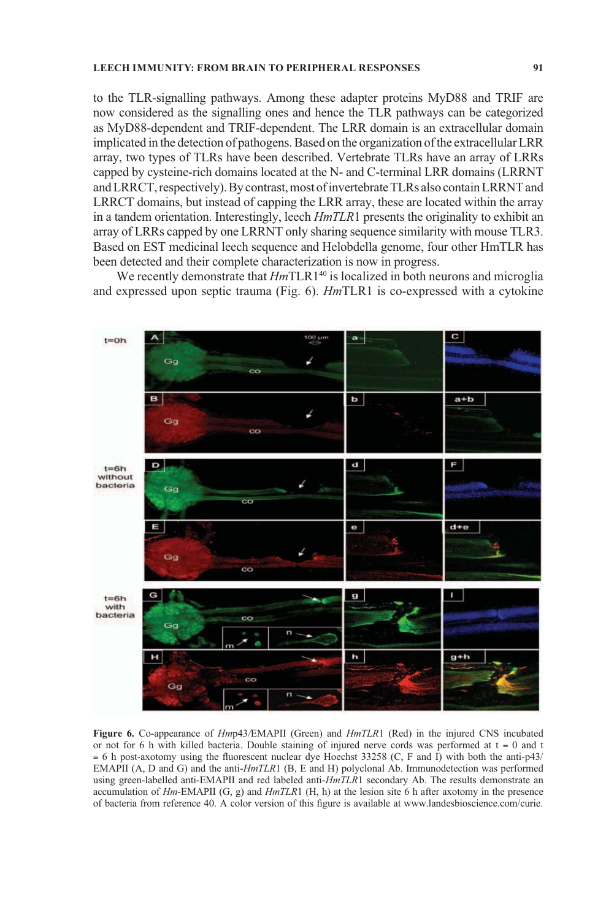to the TLR-signalling pathways. Among these adapter proteins MyD88 and TRIF are now considered as the signalling ones and hence the TLR pathways can be categorized as MyD88-dependent and TRIF-dependent. The LRR domain is an extracellular domain implicated in the detection of pathogens. Based on the organization of the extracellular LRR array, two types of TLRs have been described. Vertebrate TLRs have an array of LRRs capped by cysteine-rich domains located at the N- and C-terminal LRR domains (LRRNT and LRRCT, respectively). By contrast, most of invertebrate TLRs also contain LRRNT and LRRCT domains, but instead of capping the LRR array, these are located within the array in a tandem orientation. Interestingly, leech *HmTLR*1 presents the originality to exhibit an array of LRRs capped by one LRRNT only sharing sequence similarity with mouse TLR3. Based on EST medicinal leech sequence and Helobdella genome, four other HmTLR has been detected and their complete characterization is now in progress.

We recently demonstrate that *Hm*TLR1[40] is localized in both neurons and microglia and expressed upon septic trauma (Fig. 6). *Hm*TLR1 is co-expressed with a cytokine

**Figure 6.** Co-appearance of *Hm*p43/EMAPII (Green) and *HmTLR*1 (Red) in the injured CNS incubated or not for 6 h with killed bacteria. Double staining of injured nerve cords was performed at t = 0 and t = 6 h post-axotomy using the fluorescent nuclear dye Hoechst 33258 (C, F and I) with both the anti-p43/EMAPII (A, D and G) and the anti-*HmTLR*1 (B, E and H) polyclonal Ab. Immunodetection was performed using green-labelled anti-EMAPII and red labeled anti-*HmTLR*1 secondary Ab. The results demonstrate an accumulation of *Hm*-EMAPII (G, g) and *HmTLR*1 (H, h) at the lesion site 6 h after axotomy in the presence of bacteria from reference 40. A color version of this figure is available at www.landesbioscience.com/curie.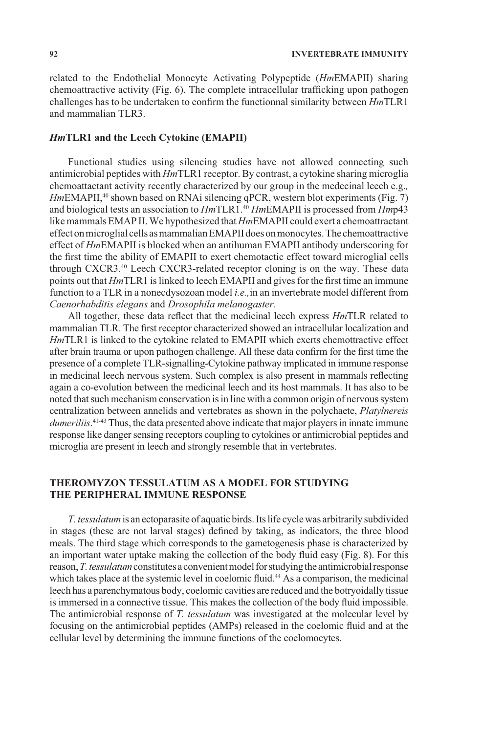related to the Endothelial Monocyte Activating Polypeptide (*Hm*EMAPII) sharing chemoattractive activity (Fig. 6). The complete intracellular trafficking upon pathogen challenges has to be undertaken to confirm the functionnal similarity between *Hm*TLR1 and mammalian TLR3.

### *Hm*TLR1 and the Leech Cytokine (EMAPII)

Functional studies using silencing studies have not allowed connecting such antimicrobial peptides with *Hm*TLR1 receptor. By contrast, a cytokine sharing microglia chemoattactant activity recently characterized by our group in the medecinal leech e.g., *Hm*EMAPII,[40] shown based on RNAi silencing qPCR, western blot experiments (Fig. 7) and biological tests an association to *Hm*TLR1.[40] *Hm*EMAPII is processed from *Hm*p43 like mammals EMAP II. We hypothesized that *Hm*EMAPII could exert a chemoattractant effect on microglial cells as mammalian EMAPII does on monocytes. The chemoattractive effect of *Hm*EMAPII is blocked when an antihuman EMAPII antibody underscoring for the first time the ability of EMAPII to exert chemotactic effect toward microglial cells through CXCR3.[40] Leech CXCR3-related receptor cloning is on the way. These data points out that *Hm*TLR1 is linked to leech EMAPII and gives for the first time an immune function to a TLR in a nonecdysozoan model *i.e.,* in an invertebrate model different from *Caenorhabditis elegans* and *Drosophila melanogaster*.

All together, these data reflect that the medicinal leech express *Hm*TLR related to mammalian TLR. The first receptor characterized showed an intracellular localization and *Hm*TLR1 is linked to the cytokine related to EMAPII which exerts chemottractive effect after brain trauma or upon pathogen challenge. All these data confirm for the first time the presence of a complete TLR-signalling-Cytokine pathway implicated in immune response in medicinal leech nervous system. Such complex is also present in mammals reflecting again a co-evolution between the medicinal leech and its host mammals. It has also to be noted that such mechanism conservation is in line with a common origin of nervous system centralization between annelids and vertebrates as shown in the polychaete, *Platylnereis dumeriliis*.[41-43] Thus, the data presented above indicate that major players in innate immune response like danger sensing receptors coupling to cytokines or antimicrobial peptides and microglia are present in leech and strongly resemble that in vertebrates.

## THEROMYZON TESSULATUM AS A MODEL FOR STUDYING THE PERIPHERAL IMMUNE RESPONSE

*T. tessulatum* is an ectoparasite of aquatic birds. Its life cycle was arbitrarily subdivided in stages (these are not larval stages) defined by taking, as indicators, the three blood meals. The third stage which corresponds to the gametogenesis phase is characterized by an important water uptake making the collection of the body fluid easy (Fig. 8). For this reason, *T. tessulatum* constitutes a convenient model for studying the antimicrobial response which takes place at the systemic level in coelomic fluid.[44] As a comparison, the medicinal leech has a parenchymatous body, coelomic cavities are reduced and the botryoidally tissue is immersed in a connective tissue. This makes the collection of the body fluid impossible. The antimicrobial response of *T. tessulatum* was investigated at the molecular level by focusing on the antimicrobial peptides (AMPs) released in the coelomic fluid and at the cellular level by determining the immune functions of the coelomocytes.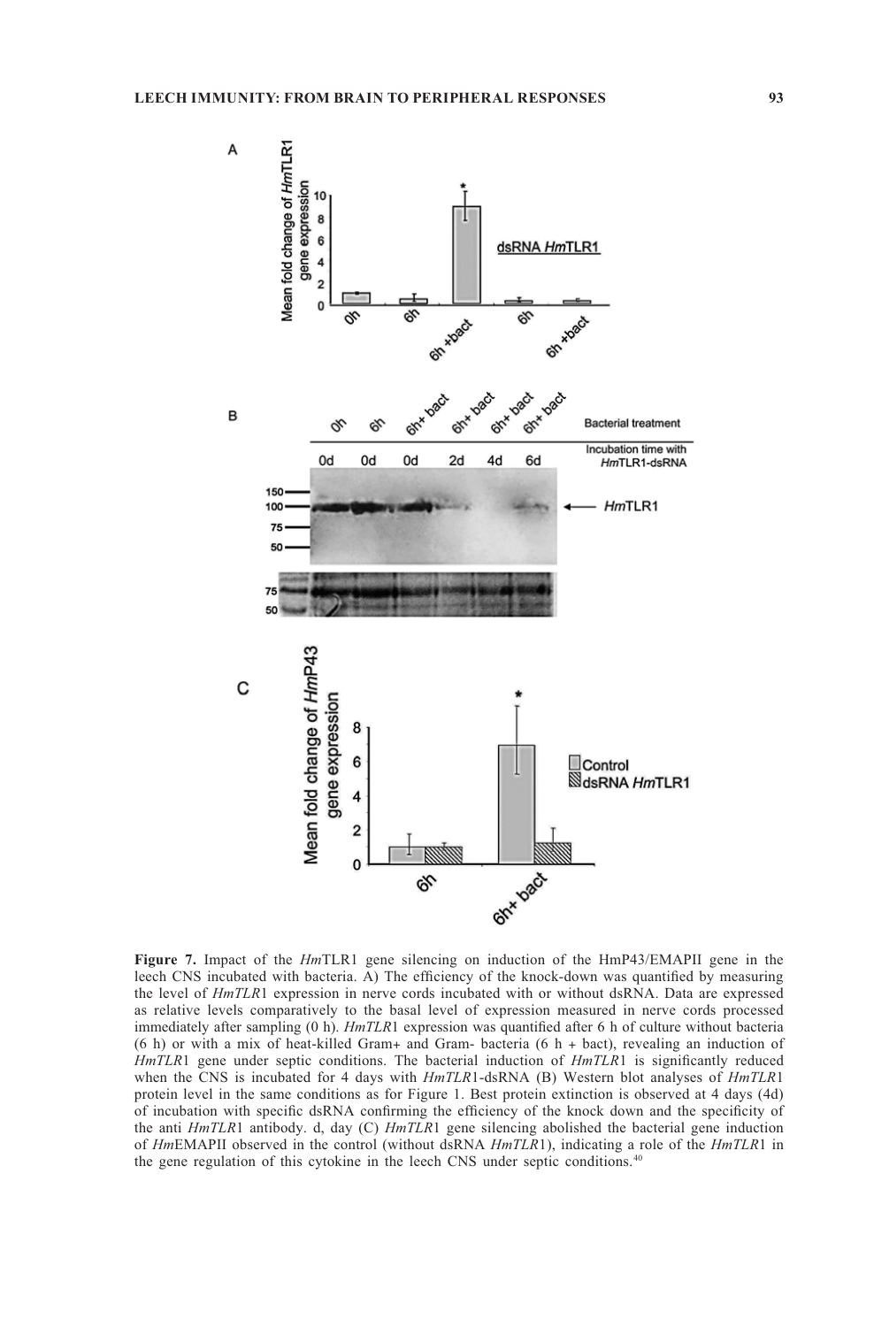**Figure 7.** Impact of the *Hm*TLR1 gene silencing on induction of the HmP43/EMAPII gene in the leech CNS incubated with bacteria. A) The efficiency of the knock-down was quantified by measuring the level of *HmTLR*1 expression in nerve cords incubated with or without dsRNA. Data are expressed as relative levels comparatively to the basal level of expression measured in nerve cords processed immediately after sampling (0 h). *HmTLR*1 expression was quantified after 6 h of culture without bacteria (6 h) or with a mix of heat-killed Gram+ and Gram- bacteria (6 h + bact), revealing an induction of *HmTLR*1 gene under septic conditions. The bacterial induction of *HmTLR*1 is significantly reduced when the CNS is incubated for 4 days with *HmTLR*1-dsRNA (B) Western blot analyses of *HmTLR*1 protein level in the same conditions as for Figure 1. Best protein extinction is observed at 4 days (4d) of incubation with specific dsRNA confirming the efficiency of the knock down and the specificity of the anti *HmTLR*1 antibody. d, day (C) *HmTLR*1 gene silencing abolished the bacterial gene induction of *Hm*EMAPII observed in the control (without dsRNA *HmTLR*1), indicating a role of the *HmTLR*1 in the gene regulation of this cytokine in the leech CNS under septic conditions.[40]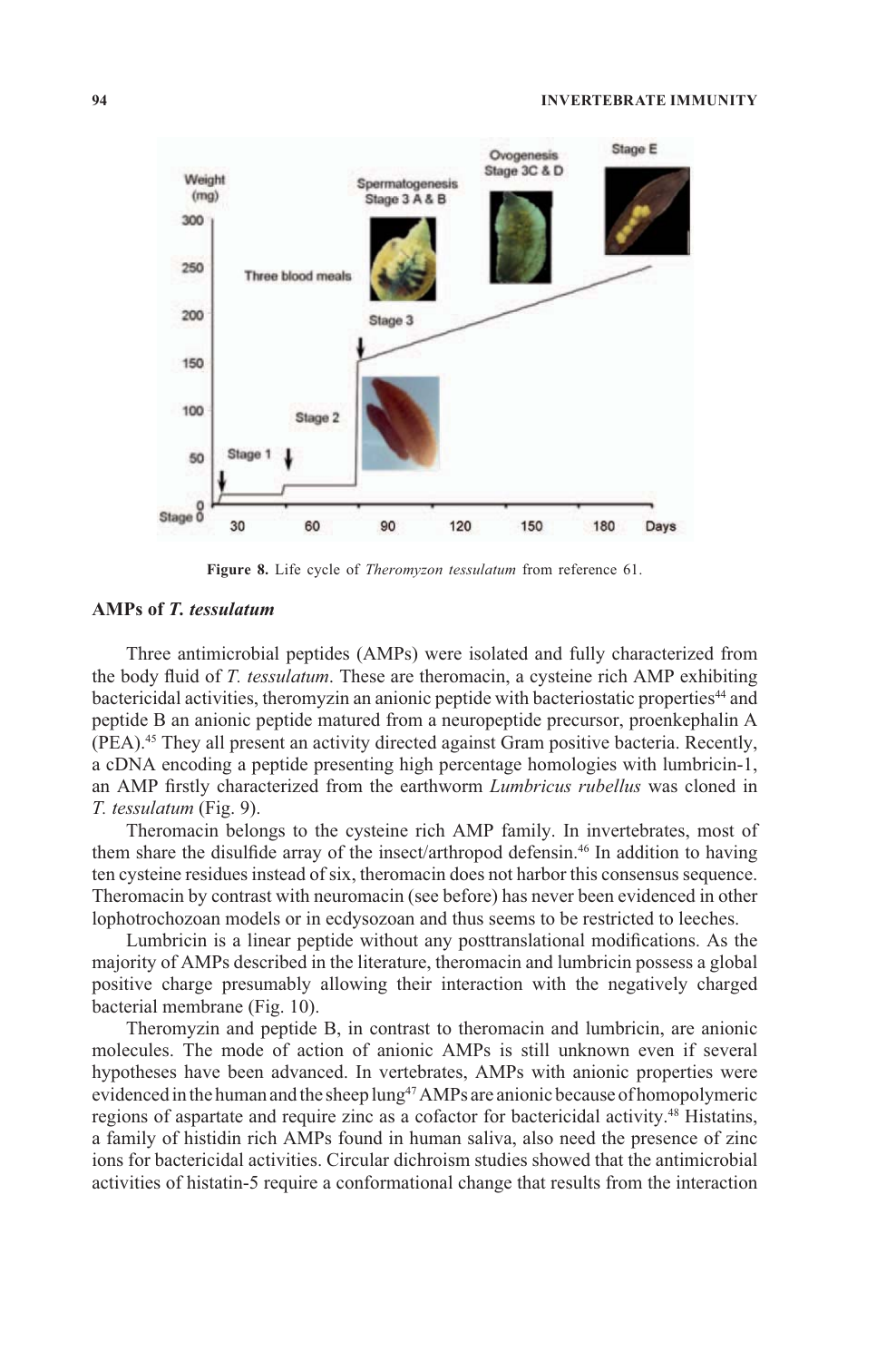**Figure 8.** Life cycle of *Theromyzon tessulatum* from reference 61.

## AMPs of *T. tessulatum*

Three antimicrobial peptides (AMPs) were isolated and fully characterized from the body fluid of *T. tessulatum*. These are theromacin, a cysteine rich AMP exhibiting bactericidal activities, theromyzin an anionic peptide with bacteriostatic properties[44] and peptide B an anionic peptide matured from a neuropeptide precursor, proenkephalin A (PEA).[45] They all present an activity directed against Gram positive bacteria. Recently, a cDNA encoding a peptide presenting high percentage homologies with lumbricin-1, an AMP firstly characterized from the earthworm *Lumbricus rubellus* was cloned in *T. tessulatum* (Fig. 9).

Theromacin belongs to the cysteine rich AMP family. In invertebrates, most of them share the disulfide array of the insect/arthropod defensin.[46] In addition to having ten cysteine residues instead of six, theromacin does not harbor this consensus sequence. Theromacin by contrast with neuromacin (see before) has never been evidenced in other lophotrochozoan models or in ecdysozoan and thus seems to be restricted to leeches.

Lumbricin is a linear peptide without any posttranslational modifications. As the majority of AMPs described in the literature, theromacin and lumbricin possess a global positive charge presumably allowing their interaction with the negatively charged bacterial membrane (Fig. 10).

Theromyzin and peptide B, in contrast to theromacin and lumbricin, are anionic molecules. The mode of action of anionic AMPs is still unknown even if several hypotheses have been advanced. In vertebrates, AMPs with anionic properties were evidenced in the human and the sheep lung[47] AMPs are anionic because of homopolymeric regions of aspartate and require zinc as a cofactor for bactericidal activity.[48] Histatins, a family of histidin rich AMPs found in human saliva, also need the presence of zinc ions for bactericidal activities. Circular dichroism studies showed that the antimicrobial activities of histatin-5 require a conformational change that results from the interaction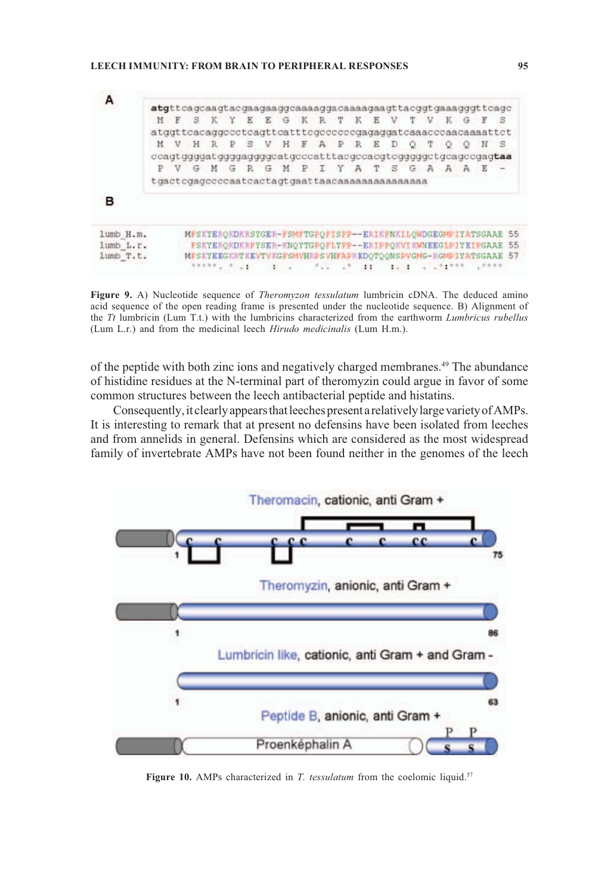**Figure 9.** A) Nucleotide sequence of *Theromyzon tessulatum* lumbricin cDNA. The deduced amino acid sequence of the open reading frame is presented under the nucleotide sequence. B) Alignment of the *Tt* lumbricin (Lum T.t.) with the lumbricins characterized from the earthworm *Lumbricus rubellus* (Lum L.r.) and from the medicinal leech *Hirudo medicinalis* (Lum H.m.).

of the peptide with both zinc ions and negatively charged membranes.[49] The abundance of histidine residues at the N-terminal part of theromyzin could argue in favor of some common structures between the leech antibacterial peptide and histatins.

Consequently, it clearly appears that leeches present a relatively large variety of AMPs. It is interesting to remark that at present no defensins have been isolated from leeches and from annelids in general. Defensins which are considered as the most widespread family of invertebrate AMPs have not been found neither in the genomes of the leech

**Figure 10.** AMPs characterized in *T. tessulatum* from the coelomic liquid.[57]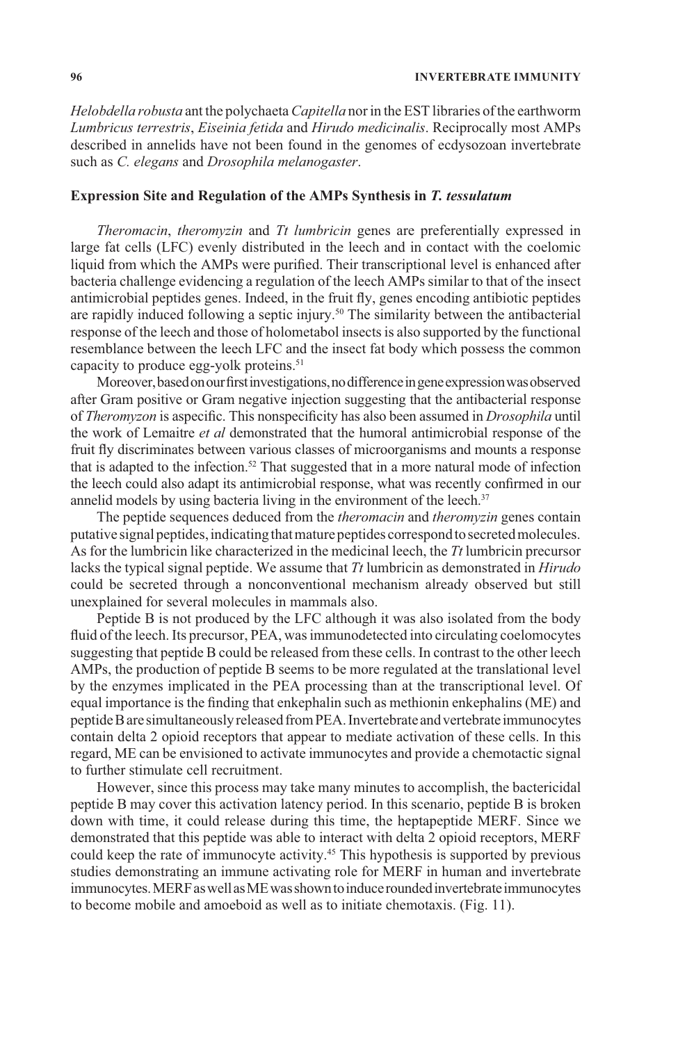*Helobdella robusta* ant the polychaeta *Capitella* nor in the EST libraries of the earthworm *Lumbricus terrestris*, *Eiseinia fetida* and *Hirudo medicinalis*. Reciprocally most AMPs described in annelids have not been found in the genomes of ecdysozoan invertebrate such as *C. elegans* and *Drosophila melanogaster*.

### Expression Site and Regulation of the AMPs Synthesis in *T. tessulatum*

*Theromacin*, *theromyzin* and *Tt lumbricin* genes are preferentially expressed in large fat cells (LFC) evenly distributed in the leech and in contact with the coelomic liquid from which the AMPs were purified. Their transcriptional level is enhanced after bacteria challenge evidencing a regulation of the leech AMPs similar to that of the insect antimicrobial peptides genes. Indeed, in the fruit fly, genes encoding antibiotic peptides are rapidly induced following a septic injury.[50] The similarity between the antibacterial response of the leech and those of holometabol insects is also supported by the functional resemblance between the leech LFC and the insect fat body which possess the common capacity to produce egg-yolk proteins.[51]

Moreover, based on our first investigations, no difference in gene expression was observed after Gram positive or Gram negative injection suggesting that the antibacterial response of *Theromyzon* is aspecific. This nonspecificity has also been assumed in *Drosophila* until the work of Lemaitre *et al* demonstrated that the humoral antimicrobial response of the fruit fly discriminates between various classes of microorganisms and mounts a response that is adapted to the infection.[52] That suggested that in a more natural mode of infection the leech could also adapt its antimicrobial response, what was recently confirmed in our annelid models by using bacteria living in the environment of the leech.[37]

The peptide sequences deduced from the *theromacin* and *theromyzin* genes contain putative signal peptides, indicating that mature peptides correspond to secreted molecules. As for the lumbricin like characterized in the medicinal leech, the *Tt* lumbricin precursor lacks the typical signal peptide. We assume that *Tt* lumbricin as demonstrated in *Hirudo* could be secreted through a nonconventional mechanism already observed but still unexplained for several molecules in mammals also.

Peptide B is not produced by the LFC although it was also isolated from the body fluid of the leech. Its precursor, PEA, was immunodetected into circulating coelomocytes suggesting that peptide B could be released from these cells. In contrast to the other leech AMPs, the production of peptide B seems to be more regulated at the translational level by the enzymes implicated in the PEA processing than at the transcriptional level. Of equal importance is the finding that enkephalin such as methionin enkephalins (ME) and peptide B are simultaneously released from PEA. Invertebrate and vertebrate immunocytes contain delta 2 opioid receptors that appear to mediate activation of these cells. In this regard, ME can be envisioned to activate immunocytes and provide a chemotactic signal to further stimulate cell recruitment.

However, since this process may take many minutes to accomplish, the bactericidal peptide B may cover this activation latency period. In this scenario, peptide B is broken down with time, it could release during this time, the heptapeptide MERF. Since we demonstrated that this peptide was able to interact with delta 2 opioid receptors, MERF could keep the rate of immunocyte activity.[45] This hypothesis is supported by previous studies demonstrating an immune activating role for MERF in human and invertebrate immunocytes. MERF as well as ME was shown to induce rounded invertebrate immunocytes to become mobile and amoeboid as well as to initiate chemotaxis. (Fig. 11).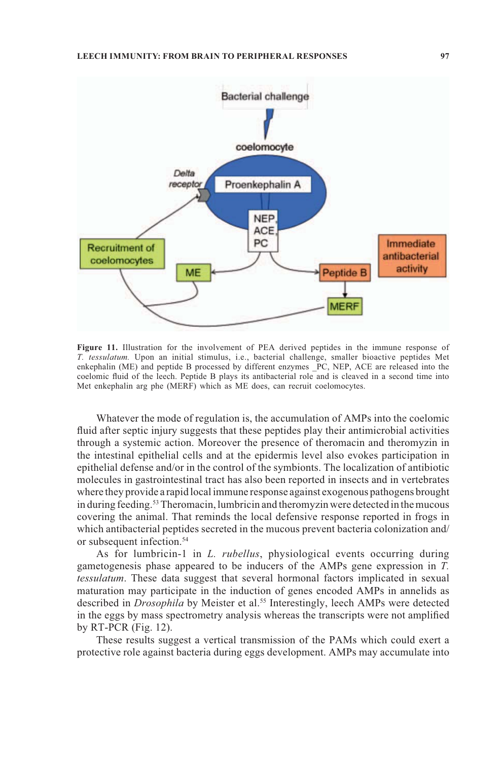**Figure 11.** Illustration for the involvement of PEA derived peptides in the immune response of *T. tessulatum.* Upon an initial stimulus, i.e., bacterial challenge, smaller bioactive peptides Met enkephalin (ME) and peptide B processed by different enzymes _PC, NEP, ACE are released into the coelomic fluid of the leech. Peptide B plays its antibacterial role and is cleaved in a second time into Met enkephalin arg phe (MERF) which as ME does, can recruit coelomocytes.

Whatever the mode of regulation is, the accumulation of AMPs into the coelomic fluid after septic injury suggests that these peptides play their antimicrobial activities through a systemic action. Moreover the presence of theromacin and theromyzin in the intestinal epithelial cells and at the epidermis level also evokes participation in epithelial defense and/or in the control of the symbionts. The localization of antibiotic molecules in gastrointestinal tract has also been reported in insects and in vertebrates where they provide a rapid local immune response against exogenous pathogens brought in during feeding.[53] Theromacin, lumbricin and theromyzin were detected in the mucous covering the animal. That reminds the local defensive response reported in frogs in which antibacterial peptides secreted in the mucous prevent bacteria colonization and/or subsequent infection.[54]

As for lumbricin-1 in *L. rubellus*, physiological events occurring during gametogenesis phase appeared to be inducers of the AMPs gene expression in *T. tessulatum*. These data suggest that several hormonal factors implicated in sexual maturation may participate in the induction of genes encoded AMPs in annelids as described in *Drosophila* by Meister et al.[55] Interestingly, leech AMPs were detected in the eggs by mass spectrometry analysis whereas the transcripts were not amplified by RT-PCR (Fig. 12).

These results suggest a vertical transmission of the PAMs which could exert a protective role against bacteria during eggs development. AMPs may accumulate into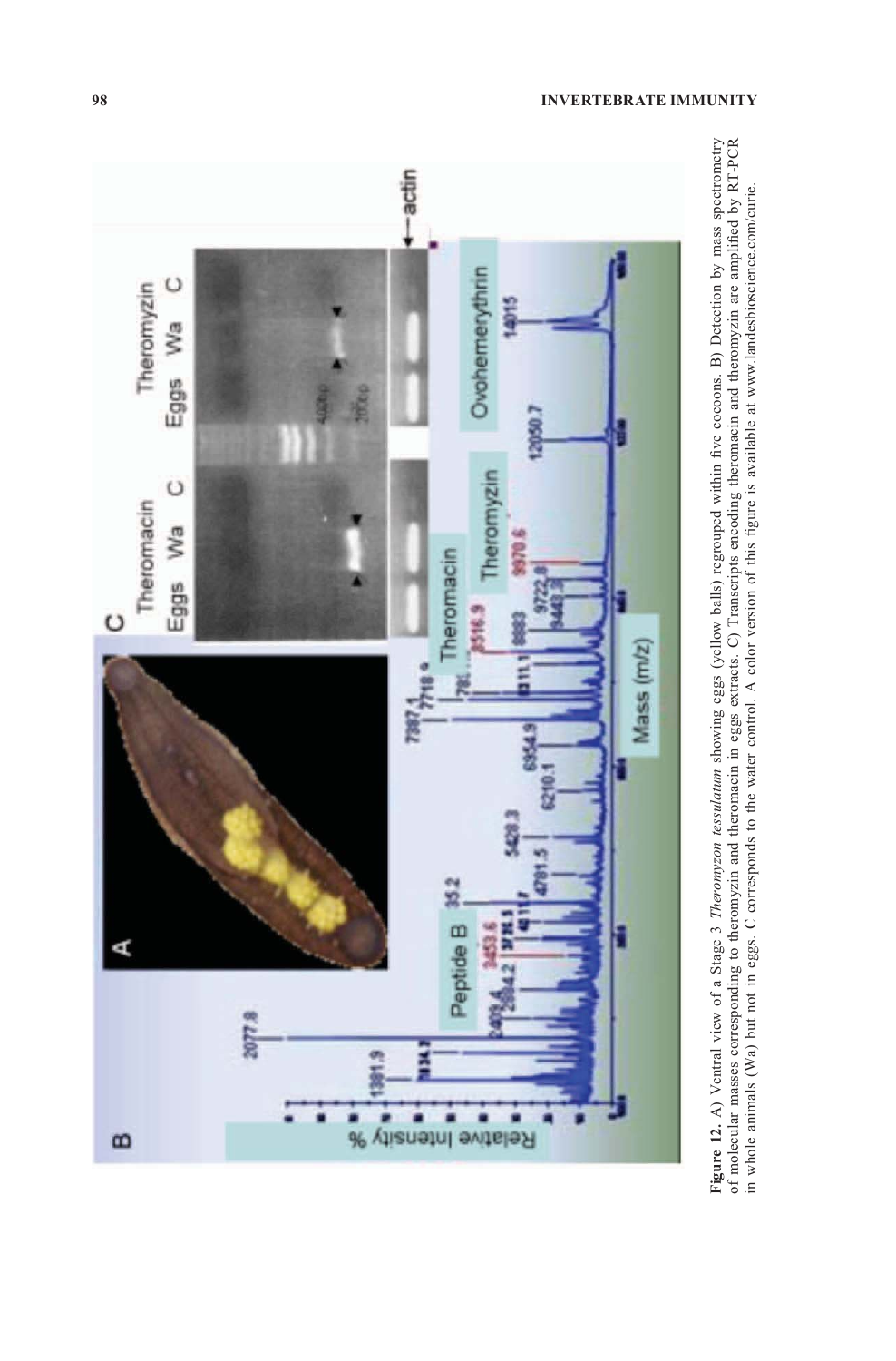**Figure 12.** A) Ventral view of a Stage 3 *Theromyzon tessulatum* showing eggs (yellow balls) regrouped within five cocoons. B) Detection by mass spectrometry of molecular masses corresponding to theromyzin and theromacin in eggs extracts. C) Transcripts encoding theromacin and theromyzin are amplified by RT-PCR in whole animals (Wa) but not in eggs. C corresponds to the water control. A color version of this figure is available at www.landesbioscience.com/curie.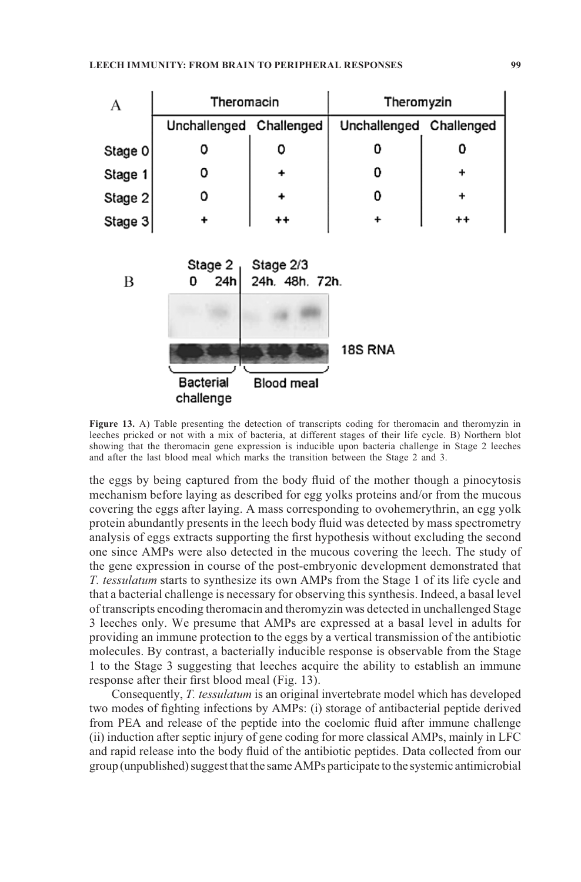| A | Theromacin | | Theromyzin | |
|---|---|---|---|---|
| | Unchallenged | Challenged | Unchallenged | Challenged |
| Stage 0 | 0 | 0 | 0 | 0 |
| Stage 1 | 0 | + | 0 | + |
| Stage 2 | 0 | + | 0 | + |
| Stage 3 | + | ++ | + | ++ |

B

**Figure 13.** A) Table presenting the detection of transcripts coding for theromacin and theromyzin in leeches pricked or not with a mix of bacteria, at different stages of their life cycle. B) Northern blot showing that the theromacin gene expression is inducible upon bacteria challenge in Stage 2 leeches and after the last blood meal which marks the transition between the Stage 2 and 3.

the eggs by being captured from the body fluid of the mother though a pinocytosis mechanism before laying as described for egg yolks proteins and/or from the mucous covering the eggs after laying. A mass corresponding to ovohemerythrin, an egg yolk protein abundantly presents in the leech body fluid was detected by mass spectrometry analysis of eggs extracts supporting the first hypothesis without excluding the second one since AMPs were also detected in the mucous covering the leech. The study of the gene expression in course of the post-embryonic development demonstrated that *T. tessulatum* starts to synthesize its own AMPs from the Stage 1 of its life cycle and that a bacterial challenge is necessary for observing this synthesis. Indeed, a basal level of transcripts encoding theromacin and theromyzin was detected in unchallenged Stage 3 leeches only. We presume that AMPs are expressed at a basal level in adults for providing an immune protection to the eggs by a vertical transmission of the antibiotic molecules. By contrast, a bacterially inducible response is observable from the Stage 1 to the Stage 3 suggesting that leeches acquire the ability to establish an immune response after their first blood meal (Fig. 13).

Consequently, *T. tessulatum* is an original invertebrate model which has developed two modes of fighting infections by AMPs: (i) storage of antibacterial peptide derived from PEA and release of the peptide into the coelomic fluid after immune challenge (ii) induction after septic injury of gene coding for more classical AMPs, mainly in LFC and rapid release into the body fluid of the antibiotic peptides. Data collected from our group (unpublished) suggest that the same AMPs participate to the systemic antimicrobial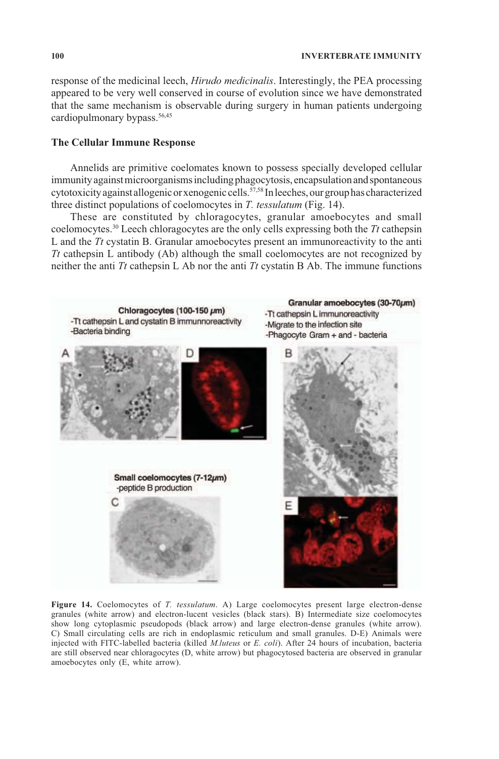response of the medicinal leech, *Hirudo medicinalis*. Interestingly, the PEA processing appeared to be very well conserved in course of evolution since we have demonstrated that the same mechanism is observable during surgery in human patients undergoing cardiopulmonary bypass.[56,45]

## The Cellular Immune Response

Annelids are primitive coelomates known to possess specially developed cellular immunity against microorganisms including phagocytosis, encapsulation and spontaneous cytotoxicity against allogenic or xenogenic cells.[57,58] In leeches, our group has characterized three distinct populations of coelomocytes in *T. tessulatum* (Fig. 14).

These are constituted by chloragocytes, granular amoebocytes and small coelomocytes.[30] Leech chloragocytes are the only cells expressing both the *Tt* cathepsin L and the *Tt* cystatin B. Granular amoebocytes present an immunoreactivity to the anti *Tt* cathepsin L antibody (Ab) although the small coelomocytes are not recognized by neither the anti *Tt* cathepsin L Ab nor the anti *Tt* cystatin B Ab. The immune functions

**Figure 14.** Coelomocytes of *T. tessulatum*. A) Large coelomocytes present large electron-dense granules (white arrow) and electron-lucent vesicles (black stars). B) Intermediate size coelomocytes show long cytoplasmic pseudopods (black arrow) and large electron-dense granules (white arrow). C) Small circulating cells are rich in endoplasmic reticulum and small granules. D-E) Animals were injected with FITC-labelled bacteria (killed *M.luteus* or *E. coli*). After 24 hours of incubation, bacteria are still observed near chloragocytes (D, white arrow) but phagocytosed bacteria are observed in granular amoebocytes only (E, white arrow).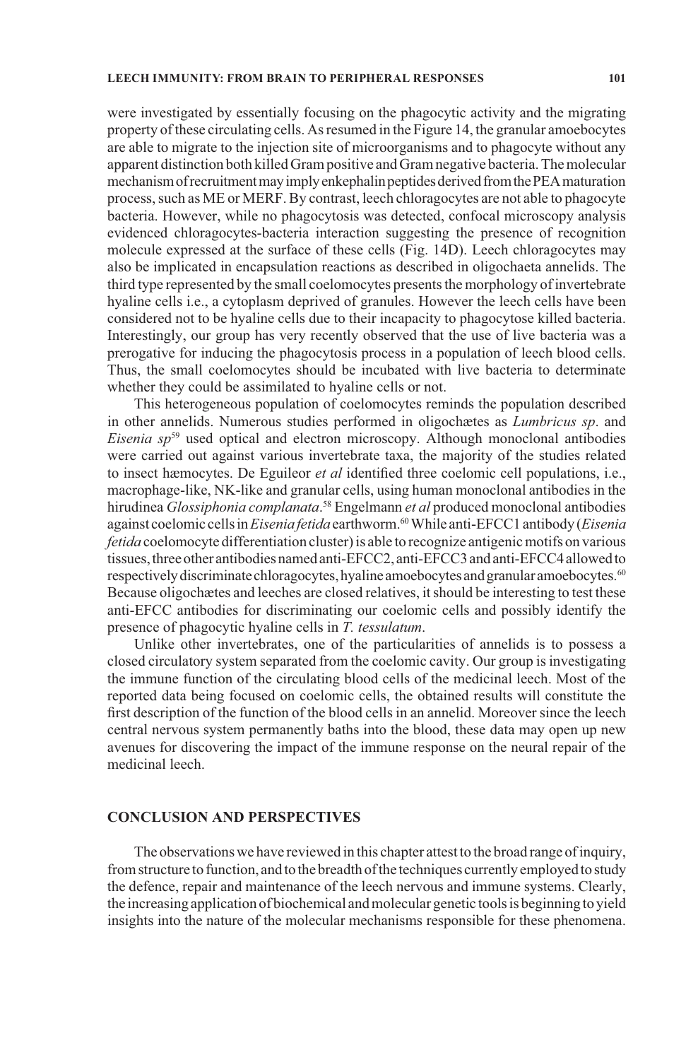were investigated by essentially focusing on the phagocytic activity and the migrating property of these circulating cells. As resumed in the Figure 14, the granular amoebocytes are able to migrate to the injection site of microorganisms and to phagocyte without any apparent distinction both killed Gram positive and Gram negative bacteria. The molecular mechanism of recruitment may imply enkephalin peptides derived from the PEA maturation process, such as ME or MERF. By contrast, leech chloragocytes are not able to phagocyte bacteria. However, while no phagocytosis was detected, confocal microscopy analysis evidenced chloragocytes-bacteria interaction suggesting the presence of recognition molecule expressed at the surface of these cells (Fig. 14D). Leech chloragocytes may also be implicated in encapsulation reactions as described in oligochaeta annelids. The third type represented by the small coelomocytes presents the morphology of invertebrate hyaline cells i.e., a cytoplasm deprived of granules. However the leech cells have been considered not to be hyaline cells due to their incapacity to phagocytose killed bacteria. Interestingly, our group has very recently observed that the use of live bacteria was a prerogative for inducing the phagocytosis process in a population of leech blood cells. Thus, the small coelomocytes should be incubated with live bacteria to determinate whether they could be assimilated to hyaline cells or not.

This heterogeneous population of coelomocytes reminds the population described in other annelids. Numerous studies performed in oligochætes as *Lumbricus sp*. and *Eisenia sp*[59] used optical and electron microscopy. Although monoclonal antibodies were carried out against various invertebrate taxa, the majority of the studies related to insect hæmocytes. De Eguileor *et al* identified three coelomic cell populations, i.e., macrophage-like, NK-like and granular cells, using human monoclonal antibodies in the hirudinea *Glossiphonia complanata*.[58] Engelmann *et al* produced monoclonal antibodies against coelomic cells in *Eisenia fetida* earthworm.[60] While anti-EFCC1 antibody (*Eisenia fetida* coelomocyte differentiation cluster) is able to recognize antigenic motifs on various tissues, three other antibodies named anti-EFCC2, anti-EFCC3 and anti-EFCC4 allowed to respectively discriminate chloragocytes, hyaline amoebocytes and granular amoebocytes.[60] Because oligochætes and leeches are closed relatives, it should be interesting to test these anti-EFCC antibodies for discriminating our coelomic cells and possibly identify the presence of phagocytic hyaline cells in *T. tessulatum*.

Unlike other invertebrates, one of the particularities of annelids is to possess a closed circulatory system separated from the coelomic cavity. Our group is investigating the immune function of the circulating blood cells of the medicinal leech. Most of the reported data being focused on coelomic cells, the obtained results will constitute the first description of the function of the blood cells in an annelid. Moreover since the leech central nervous system permanently baths into the blood, these data may open up new avenues for discovering the impact of the immune response on the neural repair of the medicinal leech.

## CONCLUSION AND PERSPECTIVES

The observations we have reviewed in this chapter attest to the broad range of inquiry, from structure to function, and to the breadth of the techniques currently employed to study the defence, repair and maintenance of the leech nervous and immune systems. Clearly, the increasing application of biochemical and molecular genetic tools is beginning to yield insights into the nature of the molecular mechanisms responsible for these phenomena.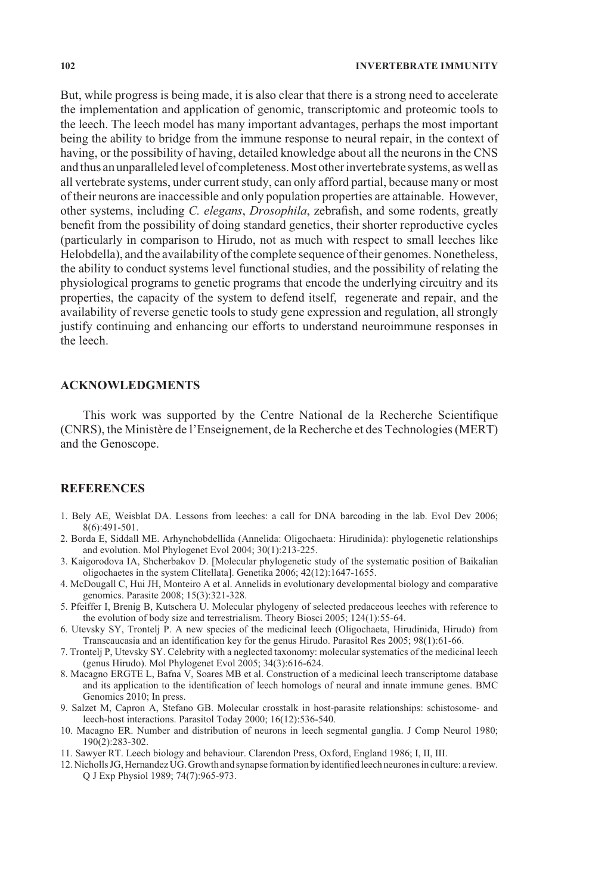But, while progress is being made, it is also clear that there is a strong need to accelerate the implementation and application of genomic, transcriptomic and proteomic tools to the leech. The leech model has many important advantages, perhaps the most important being the ability to bridge from the immune response to neural repair, in the context of having, or the possibility of having, detailed knowledge about all the neurons in the CNS and thus an unparalleled level of completeness. Most other invertebrate systems, as well as all vertebrate systems, under current study, can only afford partial, because many or most of their neurons are inaccessible and only population properties are attainable. However, other systems, including *C. elegans*, *Drosophila*, zebrafish, and some rodents, greatly benefit from the possibility of doing standard genetics, their shorter reproductive cycles (particularly in comparison to Hirudo, not as much with respect to small leeches like Helobdella), and the availability of the complete sequence of their genomes. Nonetheless, the ability to conduct systems level functional studies, and the possibility of relating the physiological programs to genetic programs that encode the underlying circuitry and its properties, the capacity of the system to defend itself, regenerate and repair, and the availability of reverse genetic tools to study gene expression and regulation, all strongly justify continuing and enhancing our efforts to understand neuroimmune responses in the leech.

## ACKNOWLEDGMENTS

This work was supported by the Centre National de la Recherche Scientifique (CNRS), the Ministère de l'Enseignement, de la Recherche et des Technologies (MERT) and the Genoscope.

## REFERENCES

1. Bely AE, Weisblat DA. Lessons from leeches: a call for DNA barcoding in the lab. Evol Dev 2006; 8(6):491-501.
2. Borda E, Siddall ME. Arhynchobdellida (Annelida: Oligochaeta: Hirudinida): phylogenetic relationships and evolution. Mol Phylogenet Evol 2004; 30(1):213-225.
3. Kaigorodova IA, Shcherbakov D. [Molecular phylogenetic study of the systematic position of Baikalian oligochaetes in the system Clitellata]. Genetika 2006; 42(12):1647-1655.
4. McDougall C, Hui JH, Monteiro A et al. Annelids in evolutionary developmental biology and comparative genomics. Parasite 2008; 15(3):321-328.
5. Pfeiffer I, Brenig B, Kutschera U. Molecular phylogeny of selected predaceous leeches with reference to the evolution of body size and terrestrialism. Theory Biosci 2005; 124(1):55-64.
6. Utevsky SY, Trontelj P. A new species of the medicinal leech (Oligochaeta, Hirudinida, Hirudo) from Transcaucasia and an identification key for the genus Hirudo. Parasitol Res 2005; 98(1):61-66.
7. Trontelj P, Utevsky SY. Celebrity with a neglected taxonomy: molecular systematics of the medicinal leech (genus Hirudo). Mol Phylogenet Evol 2005; 34(3):616-624.
8. Macagno ERGTE L, Bafna V, Soares MB et al. Construction of a medicinal leech transcriptome database and its application to the identification of leech homologs of neural and innate immune genes. BMC Genomics 2010; In press.
9. Salzet M, Capron A, Stefano GB. Molecular crosstalk in host-parasite relationships: schistosome- and leech-host interactions. Parasitol Today 2000; 16(12):536-540.
10. Macagno ER. Number and distribution of neurons in leech segmental ganglia. J Comp Neurol 1980; 190(2):283-302.
11. Sawyer RT. Leech biology and behaviour. Clarendon Press, Oxford, England 1986; I, II, III.
12. Nicholls JG, Hernandez UG. Growth and synapse formation by identified leech neurones in culture: a review. Q J Exp Physiol 1989; 74(7):965-973.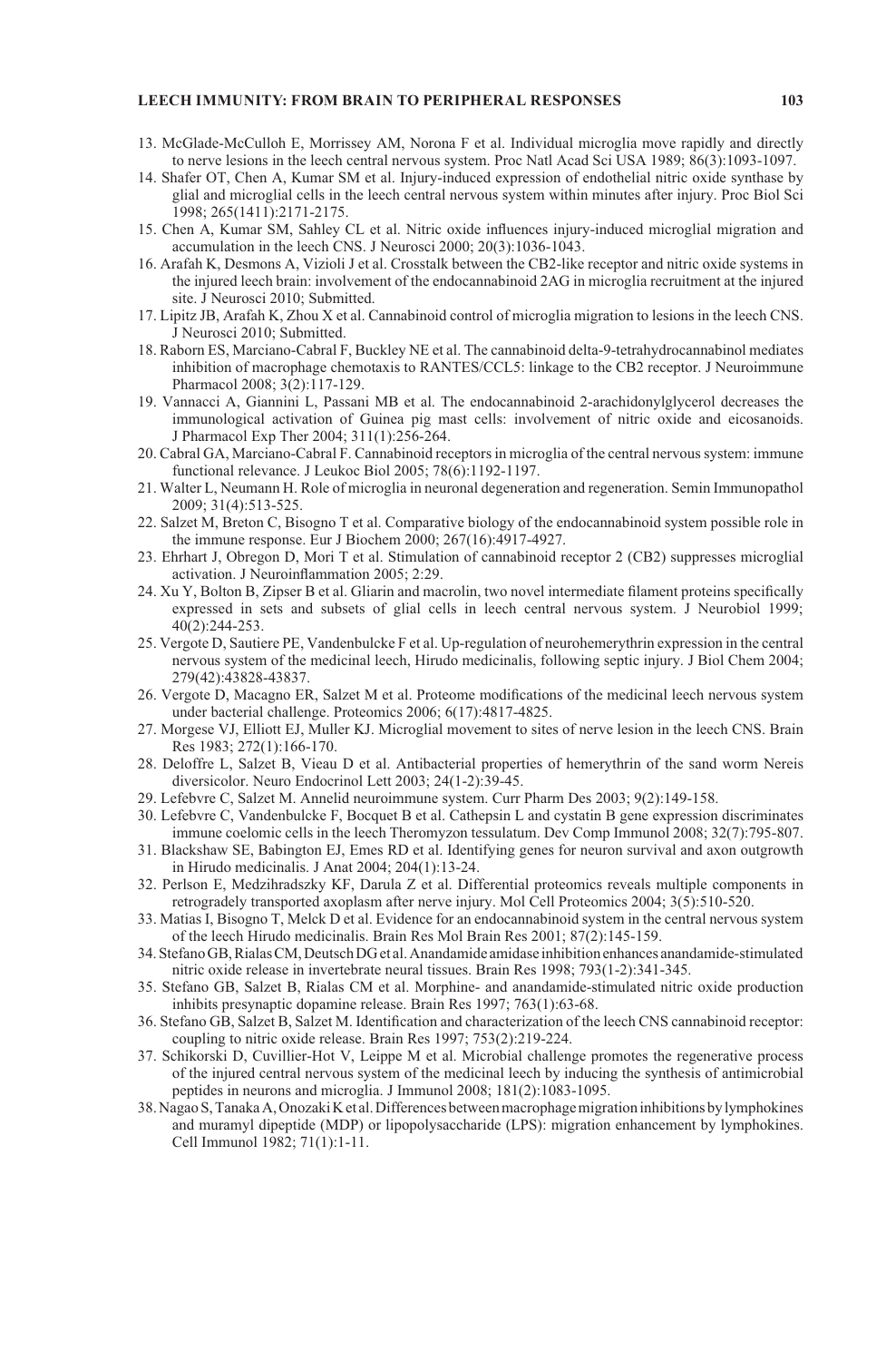13. McGlade-McCulloh E, Morrissey AM, Norona F et al. Individual microglia move rapidly and directly to nerve lesions in the leech central nervous system. Proc Natl Acad Sci USA 1989; 86(3):1093-1097.
14. Shafer OT, Chen A, Kumar SM et al. Injury-induced expression of endothelial nitric oxide synthase by glial and microglial cells in the leech central nervous system within minutes after injury. Proc Biol Sci 1998; 265(1411):2171-2175.
15. Chen A, Kumar SM, Sahley CL et al. Nitric oxide influences injury-induced microglial migration and accumulation in the leech CNS. J Neurosci 2000; 20(3):1036-1043.
16. Arafah K, Desmons A, Vizioli J et al. Crosstalk between the CB2-like receptor and nitric oxide systems in the injured leech brain: involvement of the endocannabinoid 2AG in microglia recruitment at the injured site. J Neurosci 2010; Submitted.
17. Lipitz JB, Arafah K, Zhou X et al. Cannabinoid control of microglia migration to lesions in the leech CNS. J Neurosci 2010; Submitted.
18. Raborn ES, Marciano-Cabral F, Buckley NE et al. The cannabinoid delta-9-tetrahydrocannabinol mediates inhibition of macrophage chemotaxis to RANTES/CCL5: linkage to the CB2 receptor. J Neuroimmune Pharmacol 2008; 3(2):117-129.
19. Vannacci A, Giannini L, Passani MB et al. The endocannabinoid 2-arachidonylglycerol decreases the immunological activation of Guinea pig mast cells: involvement of nitric oxide and eicosanoids. J Pharmacol Exp Ther 2004; 311(1):256-264.
20. Cabral GA, Marciano-Cabral F. Cannabinoid receptors in microglia of the central nervous system: immune functional relevance. J Leukoc Biol 2005; 78(6):1192-1197.
21. Walter L, Neumann H. Role of microglia in neuronal degeneration and regeneration. Semin Immunopathol 2009; 31(4):513-525.
22. Salzet M, Breton C, Bisogno T et al. Comparative biology of the endocannabinoid system possible role in the immune response. Eur J Biochem 2000; 267(16):4917-4927.
23. Ehrhart J, Obregon D, Mori T et al. Stimulation of cannabinoid receptor 2 (CB2) suppresses microglial activation. J Neuroinflammation 2005; 2:29.
24. Xu Y, Bolton B, Zipser B et al. Gliarin and macrolin, two novel intermediate filament proteins specifically expressed in sets and subsets of glial cells in leech central nervous system. J Neurobiol 1999; 40(2):244-253.
25. Vergote D, Sautiere PE, Vandenbulcke F et al. Up-regulation of neurohemerythrin expression in the central nervous system of the medicinal leech, Hirudo medicinalis, following septic injury. J Biol Chem 2004; 279(42):43828-43837.
26. Vergote D, Macagno ER, Salzet M et al. Proteome modifications of the medicinal leech nervous system under bacterial challenge. Proteomics 2006; 6(17):4817-4825.
27. Morgese VJ, Elliott EJ, Muller KJ. Microglial movement to sites of nerve lesion in the leech CNS. Brain Res 1983; 272(1):166-170.
28. Deloffre L, Salzet B, Vieau D et al. Antibacterial properties of hemerythrin of the sand worm Nereis diversicolor. Neuro Endocrinol Lett 2003; 24(1-2):39-45.
29. Lefebvre C, Salzet M. Annelid neuroimmune system. Curr Pharm Des 2003; 9(2):149-158.
30. Lefebvre C, Vandenbulcke F, Bocquet B et al. Cathepsin L and cystatin B gene expression discriminates immune coelomic cells in the leech Theromyzon tessulatum. Dev Comp Immunol 2008; 32(7):795-807.
31. Blackshaw SE, Babington EJ, Emes RD et al. Identifying genes for neuron survival and axon outgrowth in Hirudo medicinalis. J Anat 2004; 204(1):13-24.
32. Perlson E, Medzihradszky KF, Darula Z et al. Differential proteomics reveals multiple components in retrogradely transported axoplasm after nerve injury. Mol Cell Proteomics 2004; 3(5):510-520.
33. Matias I, Bisogno T, Melck D et al. Evidence for an endocannabinoid system in the central nervous system of the leech Hirudo medicinalis. Brain Res Mol Brain Res 2001; 87(2):145-159.
34. Stefano GB, Rialas CM, Deutsch DG et al. Anandamide amidase inhibition enhances anandamide-stimulated nitric oxide release in invertebrate neural tissues. Brain Res 1998; 793(1-2):341-345.
35. Stefano GB, Salzet B, Rialas CM et al. Morphine- and anandamide-stimulated nitric oxide production inhibits presynaptic dopamine release. Brain Res 1997; 763(1):63-68.
36. Stefano GB, Salzet B, Salzet M. Identification and characterization of the leech CNS cannabinoid receptor: coupling to nitric oxide release. Brain Res 1997; 753(2):219-224.
37. Schikorski D, Cuvillier-Hot V, Leippe M et al. Microbial challenge promotes the regenerative process of the injured central nervous system of the medicinal leech by inducing the synthesis of antimicrobial peptides in neurons and microglia. J Immunol 2008; 181(2):1083-1095.
38. Nagao S, Tanaka A, Onozaki K et al. Differences between macrophage migration inhibitions by lymphokines and muramyl dipeptide (MDP) or lipopolysaccharide (LPS): migration enhancement by lymphokines. Cell Immunol 1982; 71(1):1-11.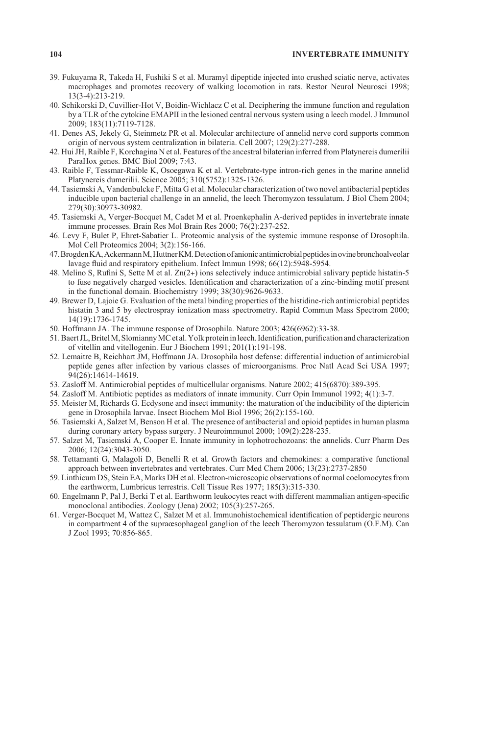39. Fukuyama R, Takeda H, Fushiki S et al. Muramyl dipeptide injected into crushed sciatic nerve, activates macrophages and promotes recovery of walking locomotion in rats. Restor Neurol Neurosci 1998; 13(3-4):213-219.
40. Schikorski D, Cuvillier-Hot V, Boidin-Wichlacz C et al. Deciphering the immune function and regulation by a TLR of the cytokine EMAPII in the lesioned central nervous system using a leech model. J Immunol 2009; 183(11):7119-7128.
41. Denes AS, Jekely G, Steinmetz PR et al. Molecular architecture of annelid nerve cord supports common origin of nervous system centralization in bilateria. Cell 2007; 129(2):277-288.
42. Hui JH, Raible F, Korchagina N et al. Features of the ancestral bilaterian inferred from Platynereis dumerilii ParaHox genes. BMC Biol 2009; 7:43.
43. Raible F, Tessmar-Raible K, Osoegawa K et al. Vertebrate-type intron-rich genes in the marine annelid Platynereis dumerilii. Science 2005; 310(5752):1325-1326.
44. Tasiemski A, Vandenbulcke F, Mitta G et al. Molecular characterization of two novel antibacterial peptides inducible upon bacterial challenge in an annelid, the leech Theromyzon tessulatum. J Biol Chem 2004; 279(30):30973-30982.
45. Tasiemski A, Verger-Bocquet M, Cadet M et al. Proenkephalin A-derived peptides in invertebrate innate immune processes. Brain Res Mol Brain Res 2000; 76(2):237-252.
46. Levy F, Bulet P, Ehret-Sabatier L. Proteomic analysis of the systemic immune response of Drosophila. Mol Cell Proteomics 2004; 3(2):156-166.
47. Brogden KA, Ackermann M, Huttner KM. Detection of anionic antimicrobial peptides in ovine bronchoalveolar lavage fluid and respiratory epithelium. Infect Immun 1998; 66(12):5948-5954.
48. Melino S, Rufini S, Sette M et al. Zn(2+) ions selectively induce antimicrobial salivary peptide histatin-5 to fuse negatively charged vesicles. Identification and characterization of a zinc-binding motif present in the functional domain. Biochemistry 1999; 38(30):9626-9633.
49. Brewer D, Lajoie G. Evaluation of the metal binding properties of the histidine-rich antimicrobial peptides histatin 3 and 5 by electrospray ionization mass spectrometry. Rapid Commun Mass Spectrom 2000; 14(19):1736-1745.
50. Hoffmann JA. The immune response of Drosophila. Nature 2003; 426(6962):33-38.
51. Baert JL, Britel M, Slomianny MC et al. Yolk protein in leech. Identification, purification and characterization of vitellin and vitellogenin. Eur J Biochem 1991; 201(1):191-198.
52. Lemaitre B, Reichhart JM, Hoffmann JA. Drosophila host defense: differential induction of antimicrobial peptide genes after infection by various classes of microorganisms. Proc Natl Acad Sci USA 1997; 94(26):14614-14619.
53. Zasloff M. Antimicrobial peptides of multicellular organisms. Nature 2002; 415(6870):389-395.
54. Zasloff M. Antibiotic peptides as mediators of innate immunity. Curr Opin Immunol 1992; 4(1):3-7.
55. Meister M, Richards G. Ecdysone and insect immunity: the maturation of the inducibility of the diptericin gene in Drosophila larvae. Insect Biochem Mol Biol 1996; 26(2):155-160.
56. Tasiemski A, Salzet M, Benson H et al. The presence of antibacterial and opioid peptides in human plasma during coronary artery bypass surgery. J Neuroimmunol 2000; 109(2):228-235.
57. Salzet M, Tasiemski A, Cooper E. Innate immunity in lophotrochozoans: the annelids. Curr Pharm Des 2006; 12(24):3043-3050.
58. Tettamanti G, Malagoli D, Benelli R et al. Growth factors and chemokines: a comparative functional approach between invertebrates and vertebrates. Curr Med Chem 2006; 13(23):2737-2850
59. Linthicum DS, Stein EA, Marks DH et al. Electron-microscopic observations of normal coelomocytes from the earthworm, Lumbricus terrestris. Cell Tissue Res 1977; 185(3):315-330.
60. Engelmann P, Pal J, Berki T et al. Earthworm leukocytes react with different mammalian antigen-specific monoclonal antibodies. Zoology (Jena) 2002; 105(3):257-265.
61. Verger-Bocquet M, Wattez C, Salzet M et al. Immunohistochemical identification of peptidergic neurons in compartment 4 of the supraœsophageal ganglion of the leech Theromyzon tessulatum (O.F.M). Can J Zool 1993; 70:856-865.